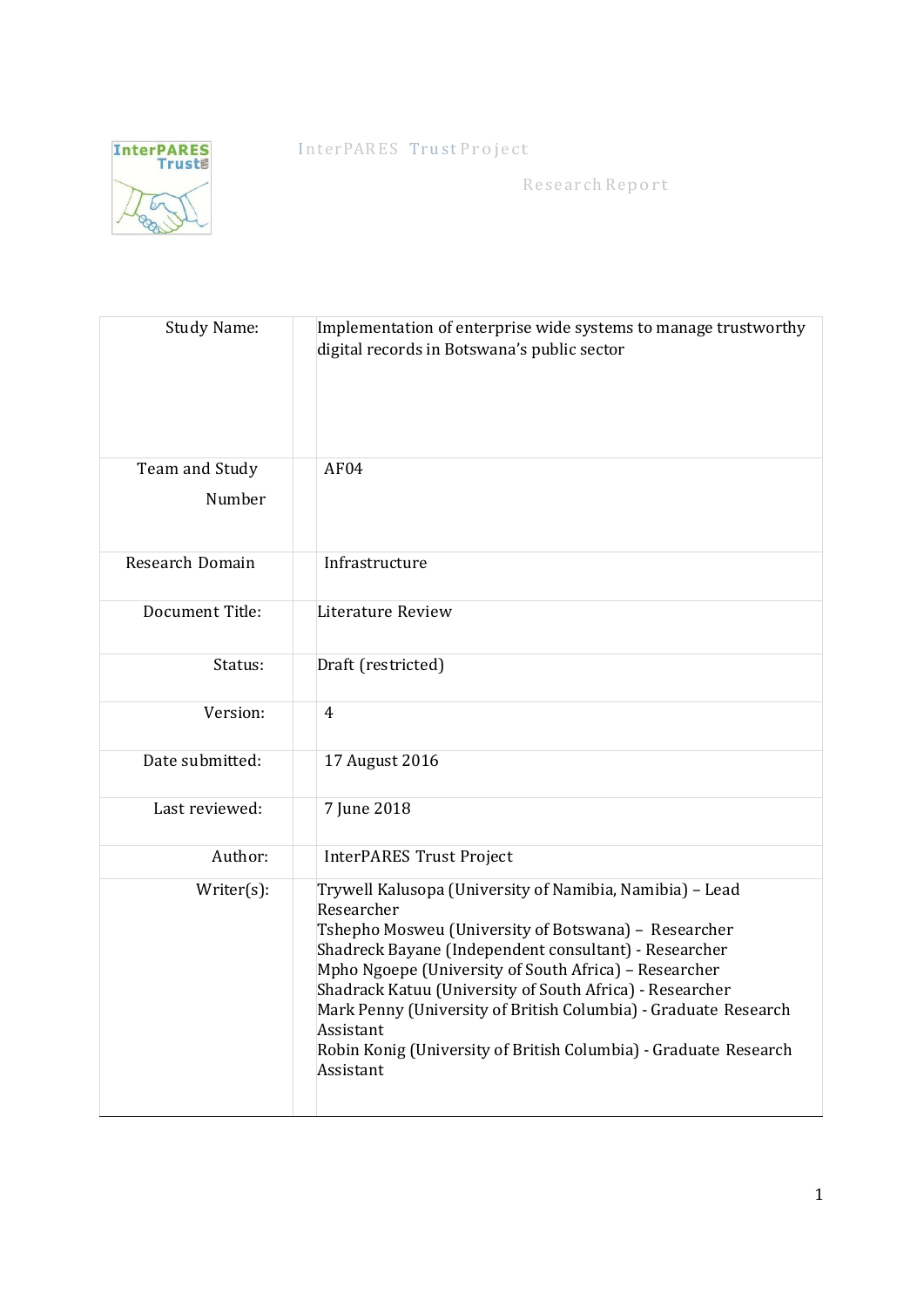InterPARES Trust Project

Research Report

| | |
|---|---|
| Study Name: | Implementation of enterprise wide systems to manage trustworthy digital records in Botswana's public sector |
| Team and Study Number | AF04 |
| Research Domain | Infrastructure |
| Document Title: | Literature Review |
| Status: | Draft (restricted) |
| Version: | 4 |
| Date submitted: | 17 August 2016 |
| Last reviewed: | 7 June 2018 |
| Author: | InterPARES Trust Project |
| Writer(s): | Trywell Kalusopa (University of Namibia, Namibia) – Lead Researcher<br>Tshepho Mosweu (University of Botswana) – Researcher<br>Shadreck Bayane (Independent consultant) - Researcher<br>Mpho Ngoepe (University of South Africa) – Researcher<br>Shadrack Katuu (University of South Africa) - Researcher<br>Mark Penny (University of British Columbia) - Graduate Research Assistant<br>Robin Konig (University of British Columbia) - Graduate Research Assistant |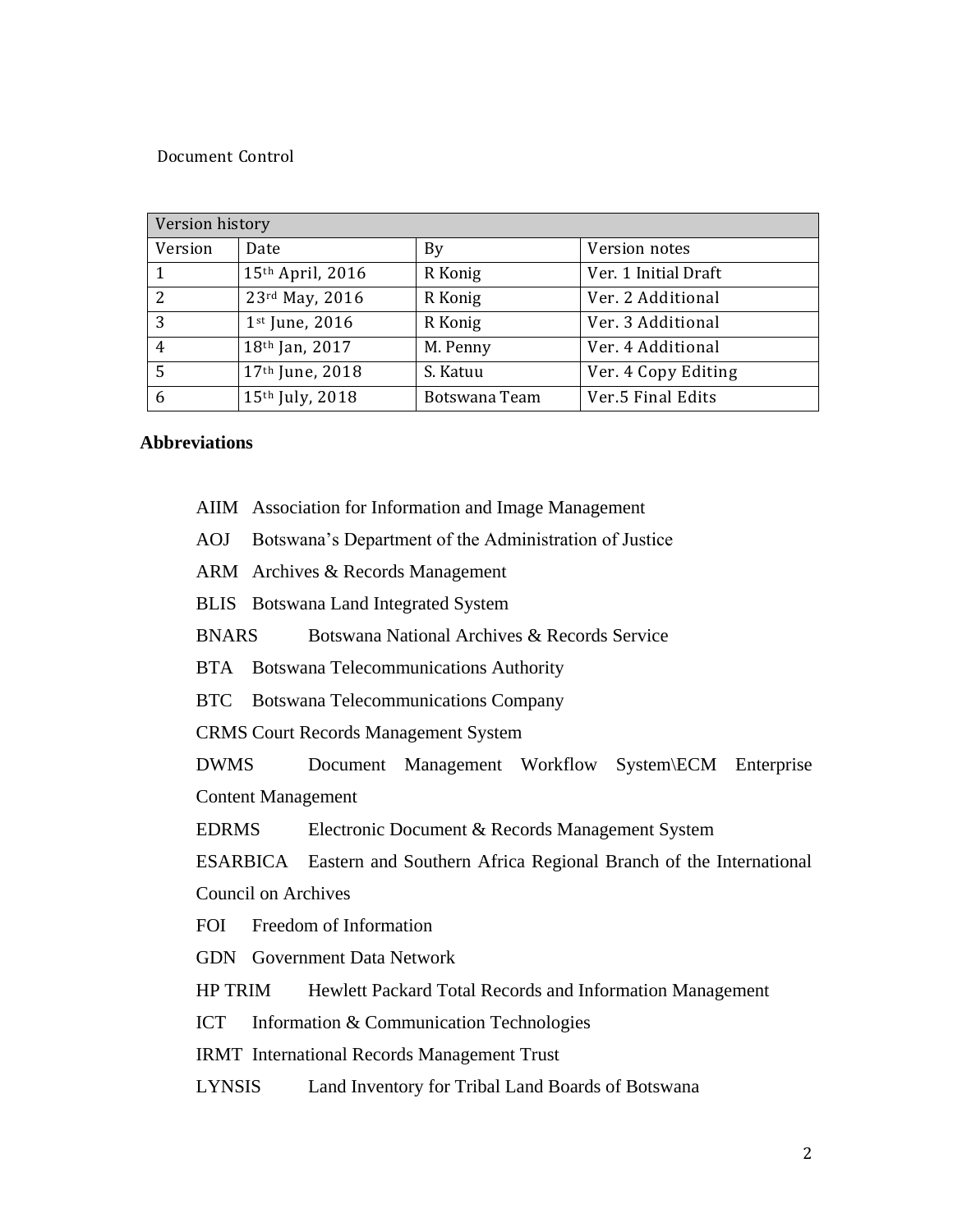Document Control

| Version history | | | |
|---|---|---|---|
| Version | Date | By | Version notes |
| 1 | 15th April, 2016 | R Konig | Ver. 1 Initial Draft |
| 2 | 23rd May, 2016 | R Konig | Ver. 2 Additional |
| 3 | 1st June, 2016 | R Konig | Ver. 3 Additional |
| 4 | 18th Jan, 2017 | M. Penny | Ver. 4 Additional |
| 5 | 17th June, 2018 | S. Katuu | Ver. 4 Copy Editing |
| 6 | 15th July, 2018 | Botswana Team | Ver.5 Final Edits |

**Abbreviations**

AIIM Association for Information and Image Management

AOJ Botswana's Department of the Administration of Justice

ARM Archives & Records Management

BLIS Botswana Land Integrated System

BNARS Botswana National Archives & Records Service

BTA Botswana Telecommunications Authority

BTC Botswana Telecommunications Company

CRMS Court Records Management System

DWMS Document Management Workflow System\ECM Enterprise Content Management

EDRMS Electronic Document & Records Management System

ESARBICA Eastern and Southern Africa Regional Branch of the International Council on Archives

FOI Freedom of Information

GDN Government Data Network

HP TRIM Hewlett Packard Total Records and Information Management

ICT Information & Communication Technologies

IRMT International Records Management Trust

LYNSIS Land Inventory for Tribal Land Boards of Botswana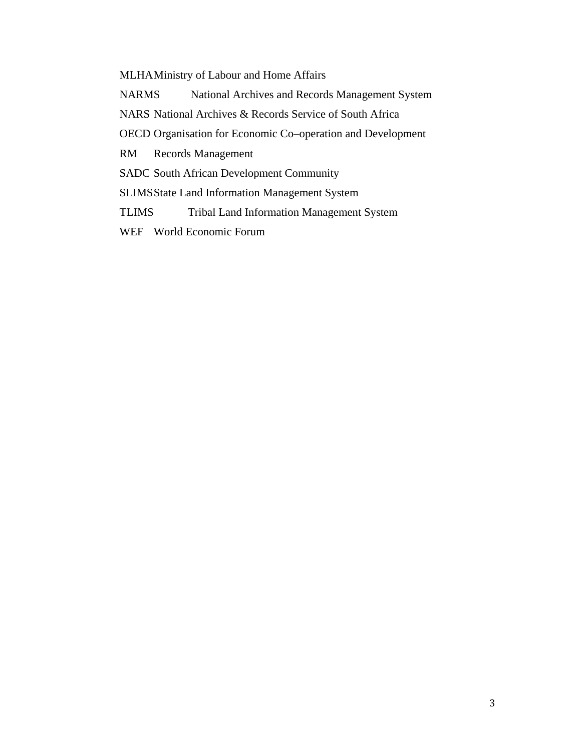| | |
|---|---|
| MLHA | Ministry of Labour and Home Affairs |
| NARMS | National Archives and Records Management System |
| NARS | National Archives & Records Service of South Africa |
| OECD | Organisation for Economic Co–operation and Development |
| RM | Records Management |
| SADC | South African Development Community |
| SLIMS | State Land Information Management System |
| TLIMS | Tribal Land Information Management System |
| WEF | World Economic Forum |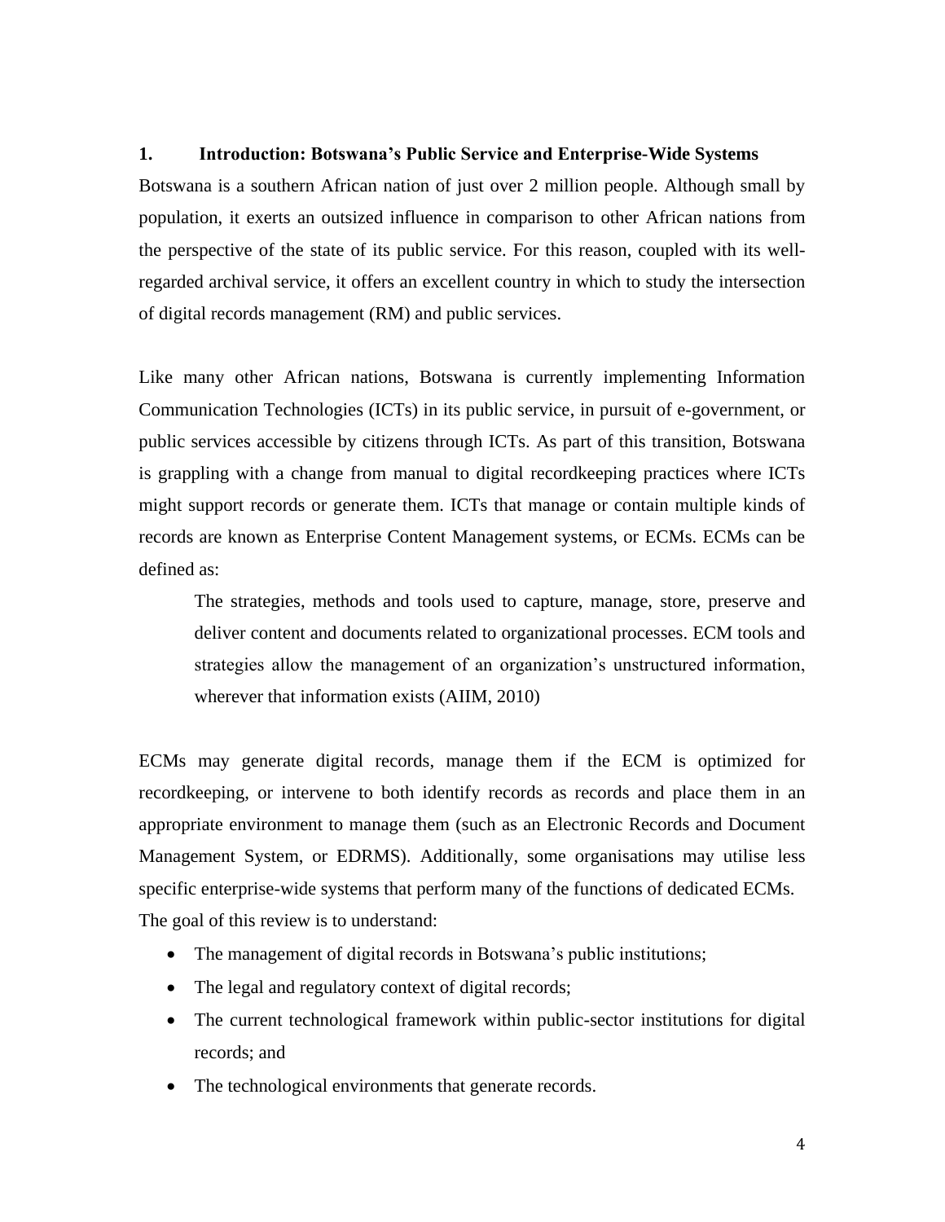## 1. Introduction: Botswana's Public Service and Enterprise-Wide Systems

Botswana is a southern African nation of just over 2 million people. Although small by population, it exerts an outsized influence in comparison to other African nations from the perspective of the state of its public service. For this reason, coupled with its well-regarded archival service, it offers an excellent country in which to study the intersection of digital records management (RM) and public services.

Like many other African nations, Botswana is currently implementing Information Communication Technologies (ICTs) in its public service, in pursuit of e-government, or public services accessible by citizens through ICTs. As part of this transition, Botswana is grappling with a change from manual to digital recordkeeping practices where ICTs might support records or generate them. ICTs that manage or contain multiple kinds of records are known as Enterprise Content Management systems, or ECMs. ECMs can be defined as:

> The strategies, methods and tools used to capture, manage, store, preserve and deliver content and documents related to organizational processes. ECM tools and strategies allow the management of an organization's unstructured information, wherever that information exists (AIIM, 2010)

ECMs may generate digital records, manage them if the ECM is optimized for recordkeeping, or intervene to both identify records as records and place them in an appropriate environment to manage them (such as an Electronic Records and Document Management System, or EDRMS). Additionally, some organisations may utilise less specific enterprise-wide systems that perform many of the functions of dedicated ECMs.

The goal of this review is to understand:

- The management of digital records in Botswana's public institutions;
- The legal and regulatory context of digital records;
- The current technological framework within public-sector institutions for digital records; and
- The technological environments that generate records.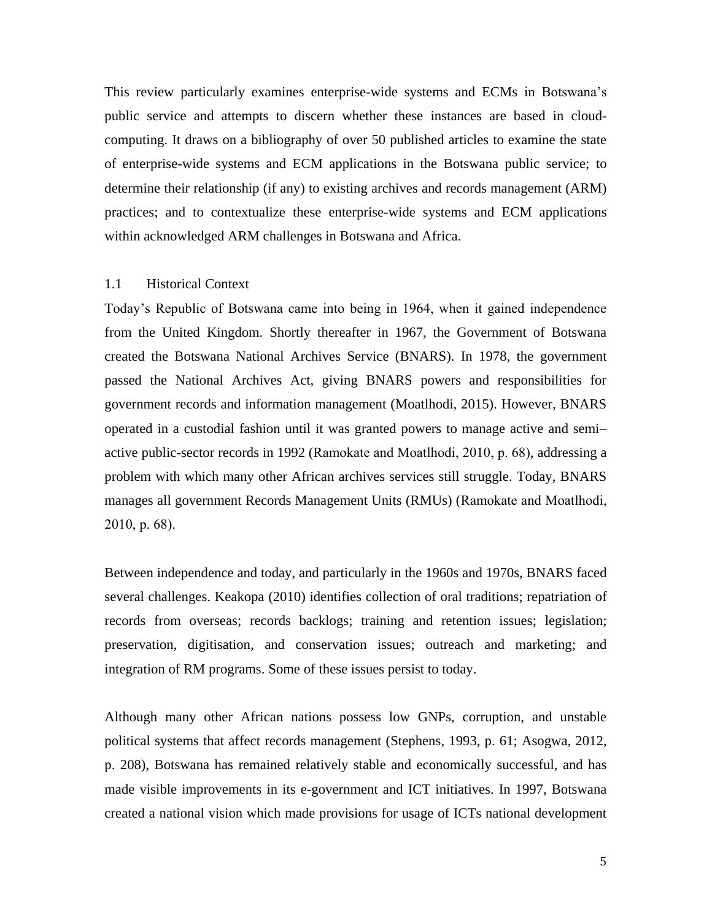This review particularly examines enterprise-wide systems and ECMs in Botswana's public service and attempts to discern whether these instances are based in cloud-computing. It draws on a bibliography of over 50 published articles to examine the state of enterprise-wide systems and ECM applications in the Botswana public service; to determine their relationship (if any) to existing archives and records management (ARM) practices; and to contextualize these enterprise-wide systems and ECM applications within acknowledged ARM challenges in Botswana and Africa.

### 1.1 Historical Context

Today's Republic of Botswana came into being in 1964, when it gained independence from the United Kingdom. Shortly thereafter in 1967, the Government of Botswana created the Botswana National Archives Service (BNARS). In 1978, the government passed the National Archives Act, giving BNARS powers and responsibilities for government records and information management (Moatlhodi, 2015). However, BNARS operated in a custodial fashion until it was granted powers to manage active and semi–active public-sector records in 1992 (Ramokate and Moatlhodi, 2010, p. 68), addressing a problem with which many other African archives services still struggle. Today, BNARS manages all government Records Management Units (RMUs) (Ramokate and Moatlhodi, 2010, p. 68).

Between independence and today, and particularly in the 1960s and 1970s, BNARS faced several challenges. Keakopa (2010) identifies collection of oral traditions; repatriation of records from overseas; records backlogs; training and retention issues; legislation; preservation, digitisation, and conservation issues; outreach and marketing; and integration of RM programs. Some of these issues persist to today.

Although many other African nations possess low GNPs, corruption, and unstable political systems that affect records management (Stephens, 1993, p. 61; Asogwa, 2012, p. 208), Botswana has remained relatively stable and economically successful, and has made visible improvements in its e-government and ICT initiatives. In 1997, Botswana created a national vision which made provisions for usage of ICTs national development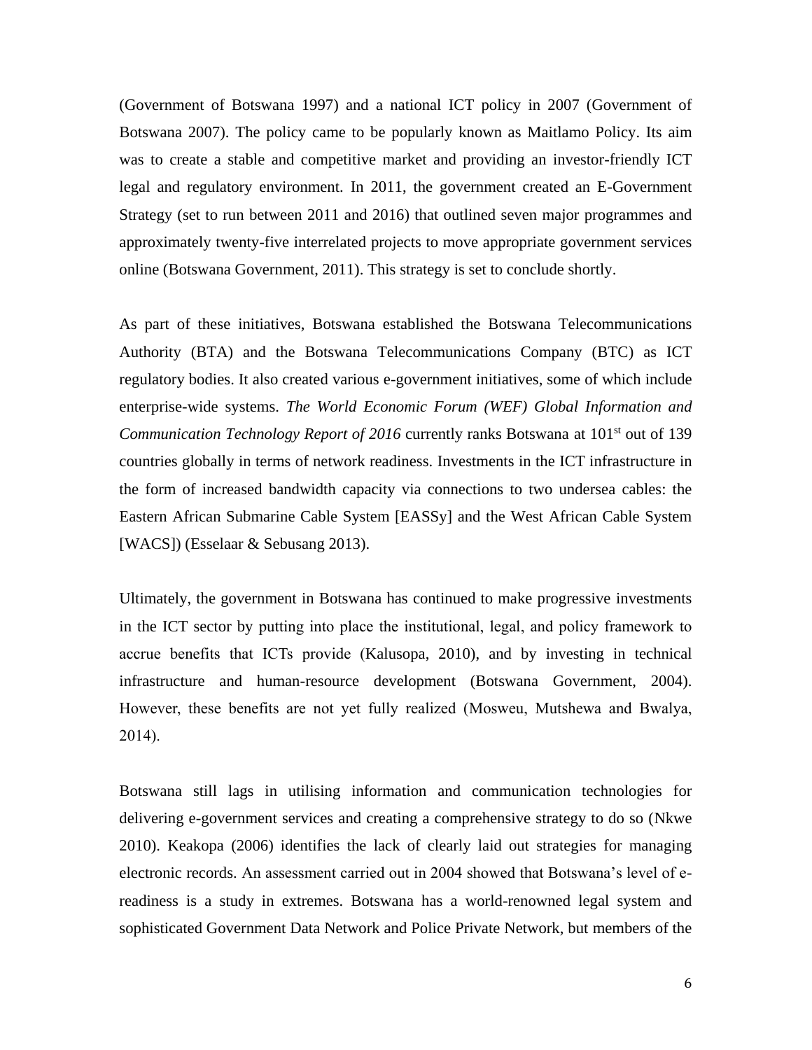(Government of Botswana 1997) and a national ICT policy in 2007 (Government of Botswana 2007). The policy came to be popularly known as Maitlamo Policy. Its aim was to create a stable and competitive market and providing an investor-friendly ICT legal and regulatory environment. In 2011, the government created an E-Government Strategy (set to run between 2011 and 2016) that outlined seven major programmes and approximately twenty-five interrelated projects to move appropriate government services online (Botswana Government, 2011). This strategy is set to conclude shortly.

As part of these initiatives, Botswana established the Botswana Telecommunications Authority (BTA) and the Botswana Telecommunications Company (BTC) as ICT regulatory bodies. It also created various e-government initiatives, some of which include enterprise-wide systems. *The World Economic Forum (WEF) Global Information and Communication Technology Report of 2016* currently ranks Botswana at 101st out of 139 countries globally in terms of network readiness. Investments in the ICT infrastructure in the form of increased bandwidth capacity via connections to two undersea cables: the Eastern African Submarine Cable System [EASSy] and the West African Cable System [WACS]) (Esselaar & Sebusang 2013).

Ultimately, the government in Botswana has continued to make progressive investments in the ICT sector by putting into place the institutional, legal, and policy framework to accrue benefits that ICTs provide (Kalusopa, 2010), and by investing in technical infrastructure and human-resource development (Botswana Government, 2004). However, these benefits are not yet fully realized (Mosweu, Mutshewa and Bwalya, 2014).

Botswana still lags in utilising information and communication technologies for delivering e-government services and creating a comprehensive strategy to do so (Nkwe 2010). Keakopa (2006) identifies the lack of clearly laid out strategies for managing electronic records. An assessment carried out in 2004 showed that Botswana's level of e-readiness is a study in extremes. Botswana has a world-renowned legal system and sophisticated Government Data Network and Police Private Network, but members of the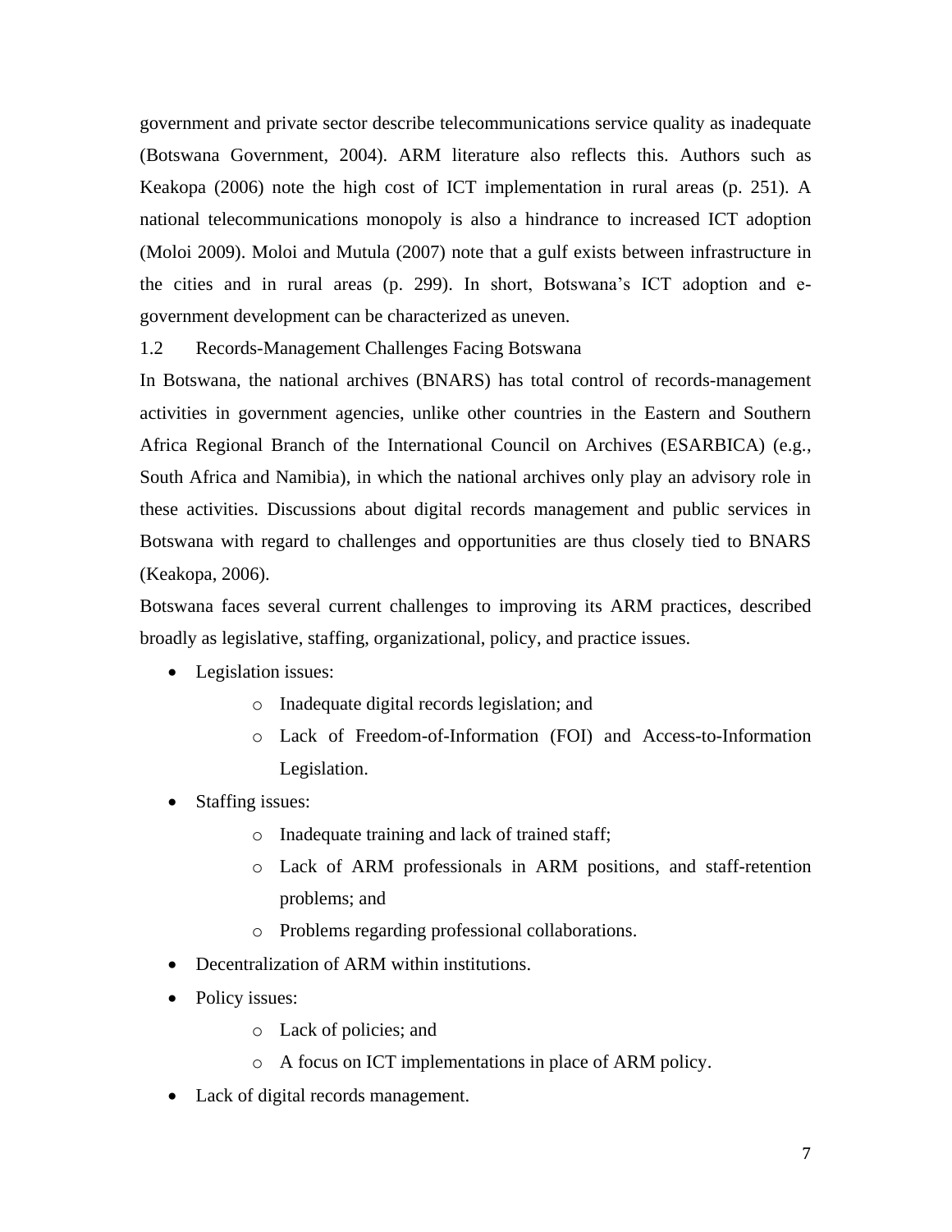government and private sector describe telecommunications service quality as inadequate (Botswana Government, 2004). ARM literature also reflects this. Authors such as Keakopa (2006) note the high cost of ICT implementation in rural areas (p. 251). A national telecommunications monopoly is also a hindrance to increased ICT adoption (Moloi 2009). Moloi and Mutula (2007) note that a gulf exists between infrastructure in the cities and in rural areas (p. 299). In short, Botswana's ICT adoption and e-government development can be characterized as uneven.

## 1.2 Records-Management Challenges Facing Botswana

In Botswana, the national archives (BNARS) has total control of records-management activities in government agencies, unlike other countries in the Eastern and Southern Africa Regional Branch of the International Council on Archives (ESARBICA) (e.g., South Africa and Namibia), in which the national archives only play an advisory role in these activities. Discussions about digital records management and public services in Botswana with regard to challenges and opportunities are thus closely tied to BNARS (Keakopa, 2006).

Botswana faces several current challenges to improving its ARM practices, described broadly as legislative, staffing, organizational, policy, and practice issues.

- Legislation issues:
  - Inadequate digital records legislation; and
  - Lack of Freedom-of-Information (FOI) and Access-to-Information Legislation.
- Staffing issues:
  - Inadequate training and lack of trained staff;
  - Lack of ARM professionals in ARM positions, and staff-retention problems; and
  - Problems regarding professional collaborations.
- Decentralization of ARM within institutions.
- Policy issues:
  - Lack of policies; and
  - A focus on ICT implementations in place of ARM policy.
- Lack of digital records management.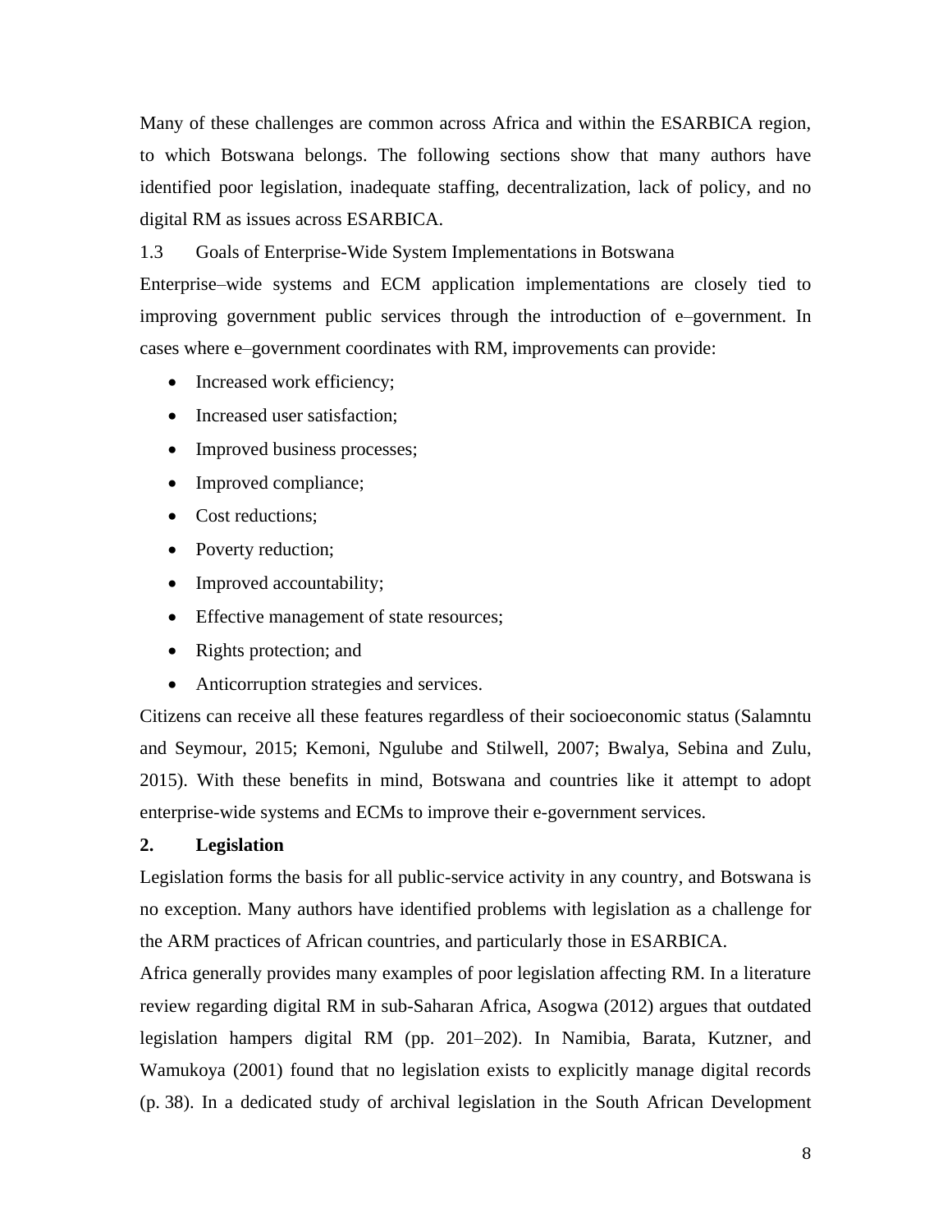Many of these challenges are common across Africa and within the ESARBICA region, to which Botswana belongs. The following sections show that many authors have identified poor legislation, inadequate staffing, decentralization, lack of policy, and no digital RM as issues across ESARBICA.

### 1.3 Goals of Enterprise-Wide System Implementations in Botswana

Enterprise–wide systems and ECM application implementations are closely tied to improving government public services through the introduction of e–government. In cases where e–government coordinates with RM, improvements can provide:

- Increased work efficiency;
- Increased user satisfaction;
- Improved business processes;
- Improved compliance;
- Cost reductions;
- Poverty reduction;
- Improved accountability;
- Effective management of state resources;
- Rights protection; and
- Anticorruption strategies and services.

Citizens can receive all these features regardless of their socioeconomic status (Salamntu and Seymour, 2015; Kemoni, Ngulube and Stilwell, 2007; Bwalya, Sebina and Zulu, 2015). With these benefits in mind, Botswana and countries like it attempt to adopt enterprise-wide systems and ECMs to improve their e-government services.

## 2. Legislation

Legislation forms the basis for all public-service activity in any country, and Botswana is no exception. Many authors have identified problems with legislation as a challenge for the ARM practices of African countries, and particularly those in ESARBICA.

Africa generally provides many examples of poor legislation affecting RM. In a literature review regarding digital RM in sub-Saharan Africa, Asogwa (2012) argues that outdated legislation hampers digital RM (pp. 201–202). In Namibia, Barata, Kutzner, and Wamukoya (2001) found that no legislation exists to explicitly manage digital records (p. 38). In a dedicated study of archival legislation in the South African Development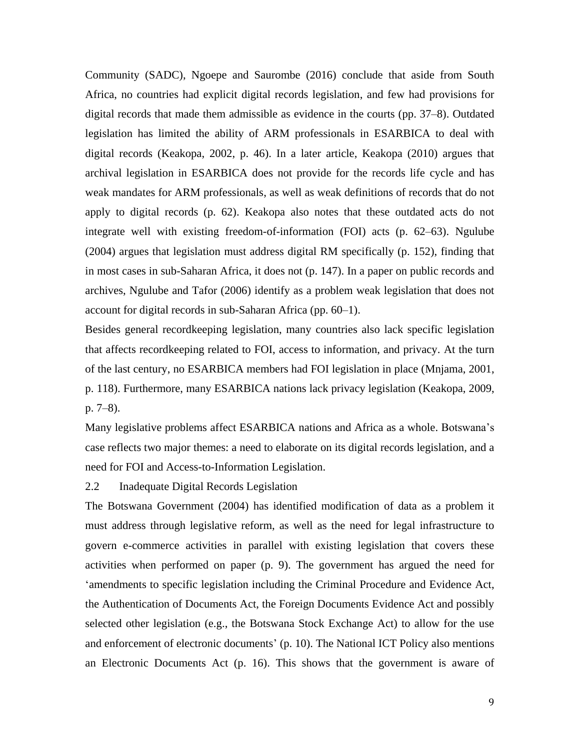Community (SADC), Ngoepe and Saurombe (2016) conclude that aside from South Africa, no countries had explicit digital records legislation, and few had provisions for digital records that made them admissible as evidence in the courts (pp. 37–8). Outdated legislation has limited the ability of ARM professionals in ESARBICA to deal with digital records (Keakopa, 2002, p. 46). In a later article, Keakopa (2010) argues that archival legislation in ESARBICA does not provide for the records life cycle and has weak mandates for ARM professionals, as well as weak definitions of records that do not apply to digital records (p. 62). Keakopa also notes that these outdated acts do not integrate well with existing freedom-of-information (FOI) acts (p. 62–63). Ngulube (2004) argues that legislation must address digital RM specifically (p. 152), finding that in most cases in sub-Saharan Africa, it does not (p. 147). In a paper on public records and archives, Ngulube and Tafor (2006) identify as a problem weak legislation that does not account for digital records in sub-Saharan Africa (pp. 60–1).

Besides general recordkeeping legislation, many countries also lack specific legislation that affects recordkeeping related to FOI, access to information, and privacy. At the turn of the last century, no ESARBICA members had FOI legislation in place (Mnjama, 2001, p. 118). Furthermore, many ESARBICA nations lack privacy legislation (Keakopa, 2009, p. 7–8).

Many legislative problems affect ESARBICA nations and Africa as a whole. Botswana's case reflects two major themes: a need to elaborate on its digital records legislation, and a need for FOI and Access-to-Information Legislation.

## 2.2 Inadequate Digital Records Legislation

The Botswana Government (2004) has identified modification of data as a problem it must address through legislative reform, as well as the need for legal infrastructure to govern e-commerce activities in parallel with existing legislation that covers these activities when performed on paper (p. 9). The government has argued the need for 'amendments to specific legislation including the Criminal Procedure and Evidence Act, the Authentication of Documents Act, the Foreign Documents Evidence Act and possibly selected other legislation (e.g., the Botswana Stock Exchange Act) to allow for the use and enforcement of electronic documents' (p. 10). The National ICT Policy also mentions an Electronic Documents Act (p. 16). This shows that the government is aware of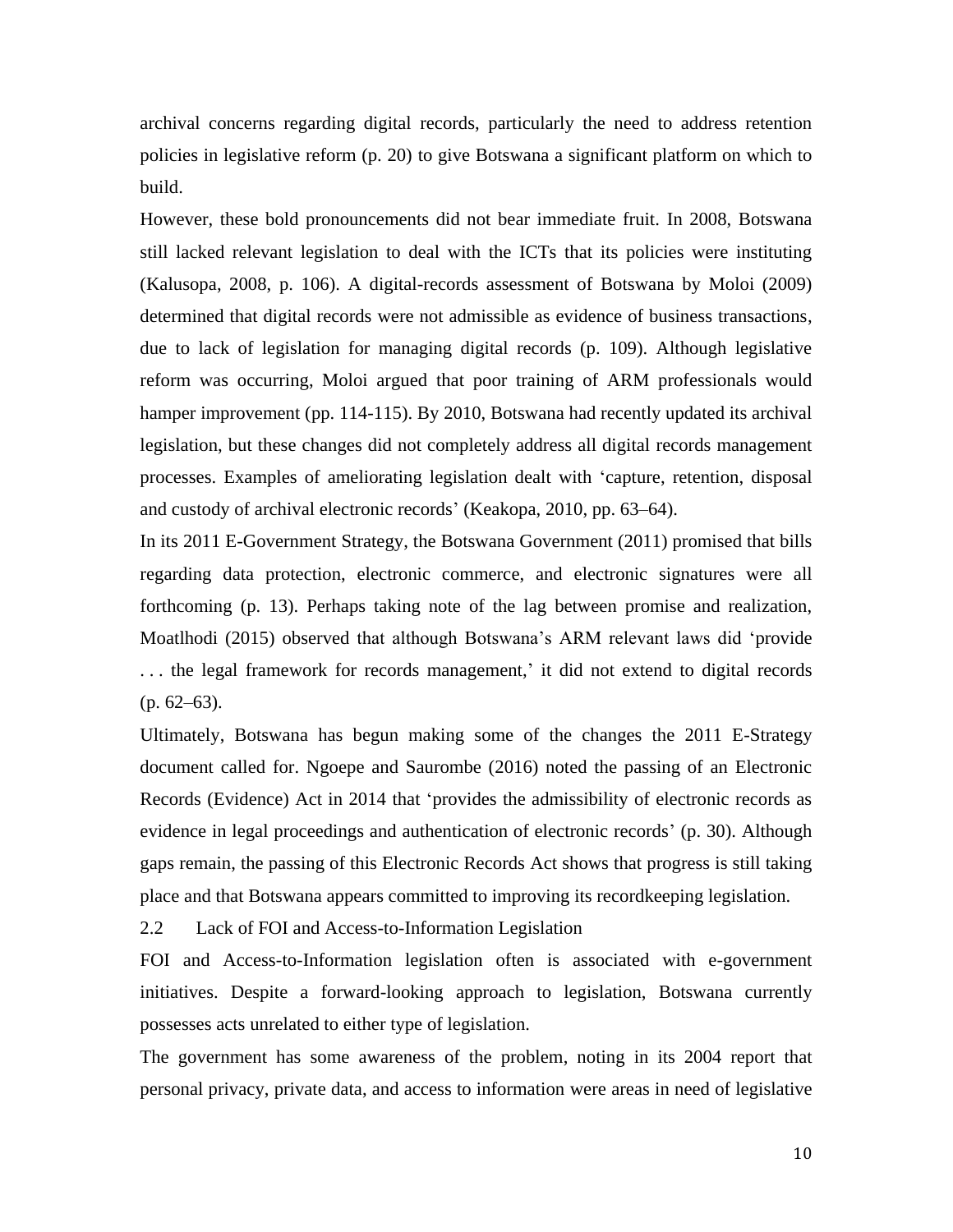archival concerns regarding digital records, particularly the need to address retention policies in legislative reform (p. 20) to give Botswana a significant platform on which to build.

However, these bold pronouncements did not bear immediate fruit. In 2008, Botswana still lacked relevant legislation to deal with the ICTs that its policies were instituting (Kalusopa, 2008, p. 106). A digital-records assessment of Botswana by Moloi (2009) determined that digital records were not admissible as evidence of business transactions, due to lack of legislation for managing digital records (p. 109). Although legislative reform was occurring, Moloi argued that poor training of ARM professionals would hamper improvement (pp. 114-115). By 2010, Botswana had recently updated its archival legislation, but these changes did not completely address all digital records management processes. Examples of ameliorating legislation dealt with 'capture, retention, disposal and custody of archival electronic records' (Keakopa, 2010, pp. 63–64).

In its 2011 E-Government Strategy, the Botswana Government (2011) promised that bills regarding data protection, electronic commerce, and electronic signatures were all forthcoming (p. 13). Perhaps taking note of the lag between promise and realization, Moatlhodi (2015) observed that although Botswana's ARM relevant laws did 'provide . . . the legal framework for records management,' it did not extend to digital records (p. 62–63).

Ultimately, Botswana has begun making some of the changes the 2011 E-Strategy document called for. Ngoepe and Saurombe (2016) noted the passing of an Electronic Records (Evidence) Act in 2014 that 'provides the admissibility of electronic records as evidence in legal proceedings and authentication of electronic records' (p. 30). Although gaps remain, the passing of this Electronic Records Act shows that progress is still taking place and that Botswana appears committed to improving its recordkeeping legislation.

## 2.2 Lack of FOI and Access-to-Information Legislation

FOI and Access-to-Information legislation often is associated with e-government initiatives. Despite a forward-looking approach to legislation, Botswana currently possesses acts unrelated to either type of legislation.

The government has some awareness of the problem, noting in its 2004 report that personal privacy, private data, and access to information were areas in need of legislative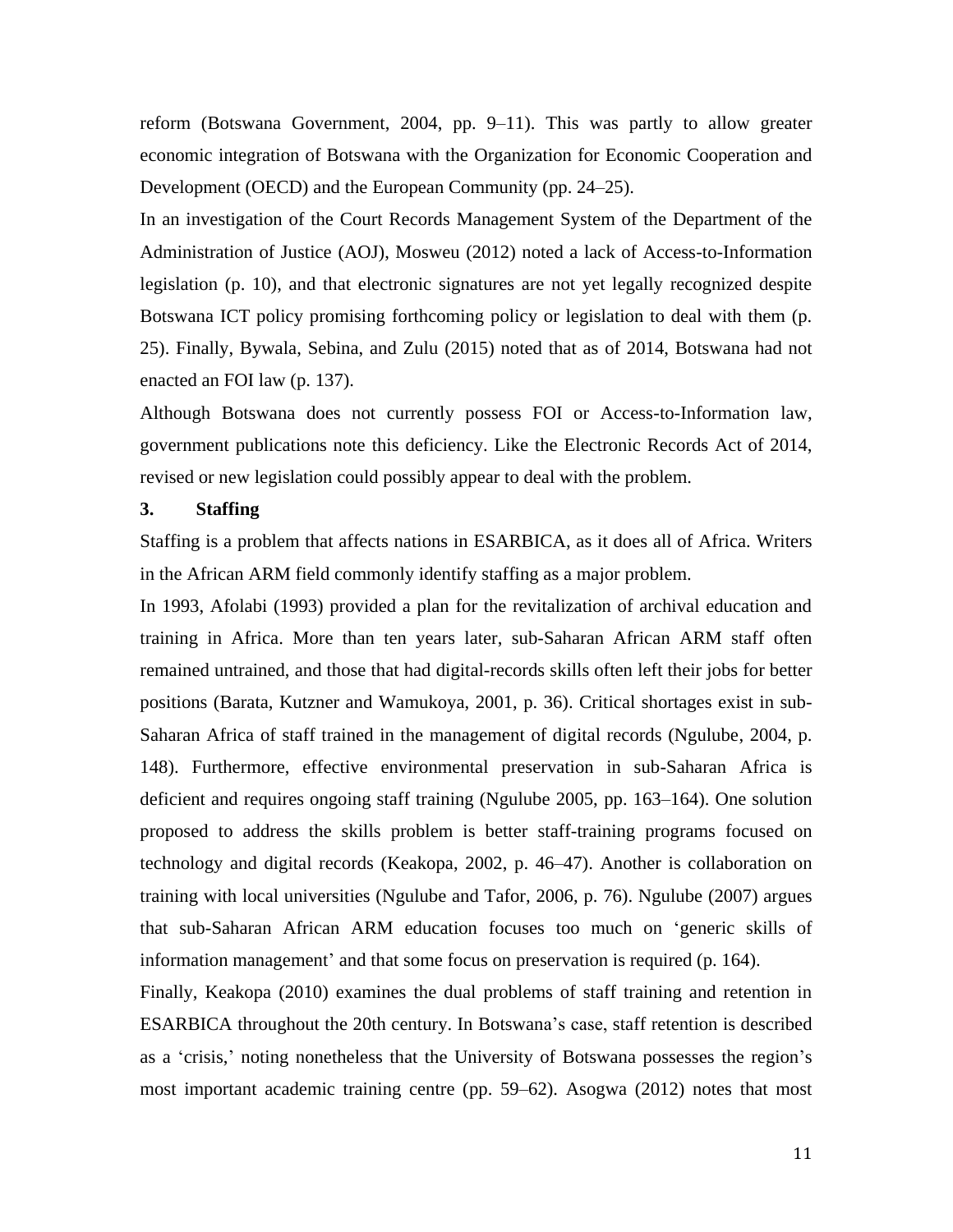reform (Botswana Government, 2004, pp. 9–11). This was partly to allow greater economic integration of Botswana with the Organization for Economic Cooperation and Development (OECD) and the European Community (pp. 24–25).

In an investigation of the Court Records Management System of the Department of the Administration of Justice (AOJ), Mosweu (2012) noted a lack of Access-to-Information legislation (p. 10), and that electronic signatures are not yet legally recognized despite Botswana ICT policy promising forthcoming policy or legislation to deal with them (p. 25). Finally, Bywala, Sebina, and Zulu (2015) noted that as of 2014, Botswana had not enacted an FOI law (p. 137).

Although Botswana does not currently possess FOI or Access-to-Information law, government publications note this deficiency. Like the Electronic Records Act of 2014, revised or new legislation could possibly appear to deal with the problem.

### 3. Staffing

Staffing is a problem that affects nations in ESARBICA, as it does all of Africa. Writers in the African ARM field commonly identify staffing as a major problem.

In 1993, Afolabi (1993) provided a plan for the revitalization of archival education and training in Africa. More than ten years later, sub-Saharan African ARM staff often remained untrained, and those that had digital-records skills often left their jobs for better positions (Barata, Kutzner and Wamukoya, 2001, p. 36). Critical shortages exist in sub-Saharan Africa of staff trained in the management of digital records (Ngulube, 2004, p. 148). Furthermore, effective environmental preservation in sub-Saharan Africa is deficient and requires ongoing staff training (Ngulube 2005, pp. 163–164). One solution proposed to address the skills problem is better staff-training programs focused on technology and digital records (Keakopa, 2002, p. 46–47). Another is collaboration on training with local universities (Ngulube and Tafor, 2006, p. 76). Ngulube (2007) argues that sub-Saharan African ARM education focuses too much on 'generic skills of information management' and that some focus on preservation is required (p. 164).

Finally, Keakopa (2010) examines the dual problems of staff training and retention in ESARBICA throughout the 20th century. In Botswana's case, staff retention is described as a 'crisis,' noting nonetheless that the University of Botswana possesses the region's most important academic training centre (pp. 59–62). Asogwa (2012) notes that most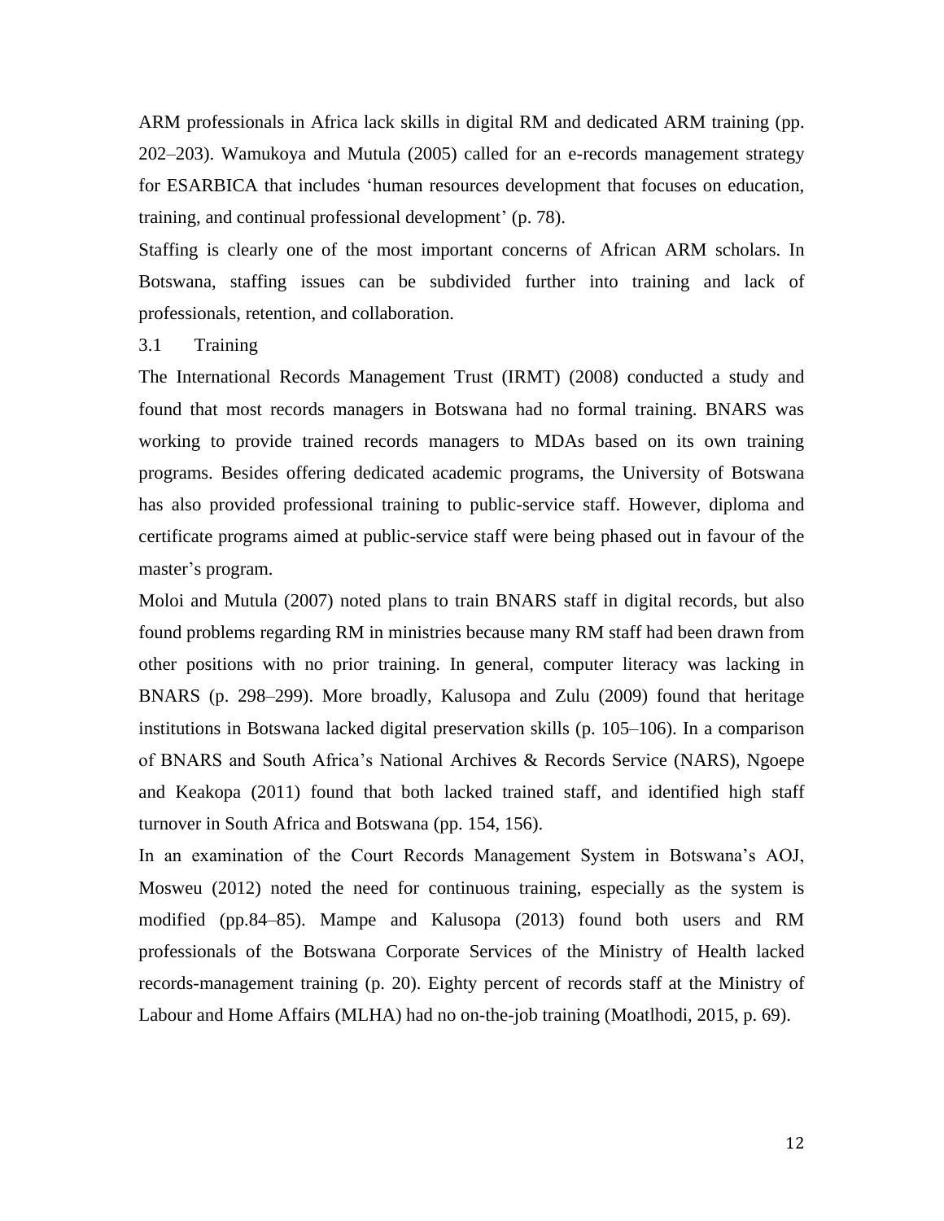ARM professionals in Africa lack skills in digital RM and dedicated ARM training (pp. 202–203). Wamukoya and Mutula (2005) called for an e-records management strategy for ESARBICA that includes 'human resources development that focuses on education, training, and continual professional development' (p. 78).

Staffing is clearly one of the most important concerns of African ARM scholars. In Botswana, staffing issues can be subdivided further into training and lack of professionals, retention, and collaboration.

### 3.1 Training

The International Records Management Trust (IRMT) (2008) conducted a study and found that most records managers in Botswana had no formal training. BNARS was working to provide trained records managers to MDAs based on its own training programs. Besides offering dedicated academic programs, the University of Botswana has also provided professional training to public-service staff. However, diploma and certificate programs aimed at public-service staff were being phased out in favour of the master's program.

Moloi and Mutula (2007) noted plans to train BNARS staff in digital records, but also found problems regarding RM in ministries because many RM staff had been drawn from other positions with no prior training. In general, computer literacy was lacking in BNARS (p. 298–299). More broadly, Kalusopa and Zulu (2009) found that heritage institutions in Botswana lacked digital preservation skills (p. 105–106). In a comparison of BNARS and South Africa's National Archives & Records Service (NARS), Ngoepe and Keakopa (2011) found that both lacked trained staff, and identified high staff turnover in South Africa and Botswana (pp. 154, 156).

In an examination of the Court Records Management System in Botswana's AOJ, Mosweu (2012) noted the need for continuous training, especially as the system is modified (pp.84–85). Mampe and Kalusopa (2013) found both users and RM professionals of the Botswana Corporate Services of the Ministry of Health lacked records-management training (p. 20). Eighty percent of records staff at the Ministry of Labour and Home Affairs (MLHA) had no on-the-job training (Moatlhodi, 2015, p. 69).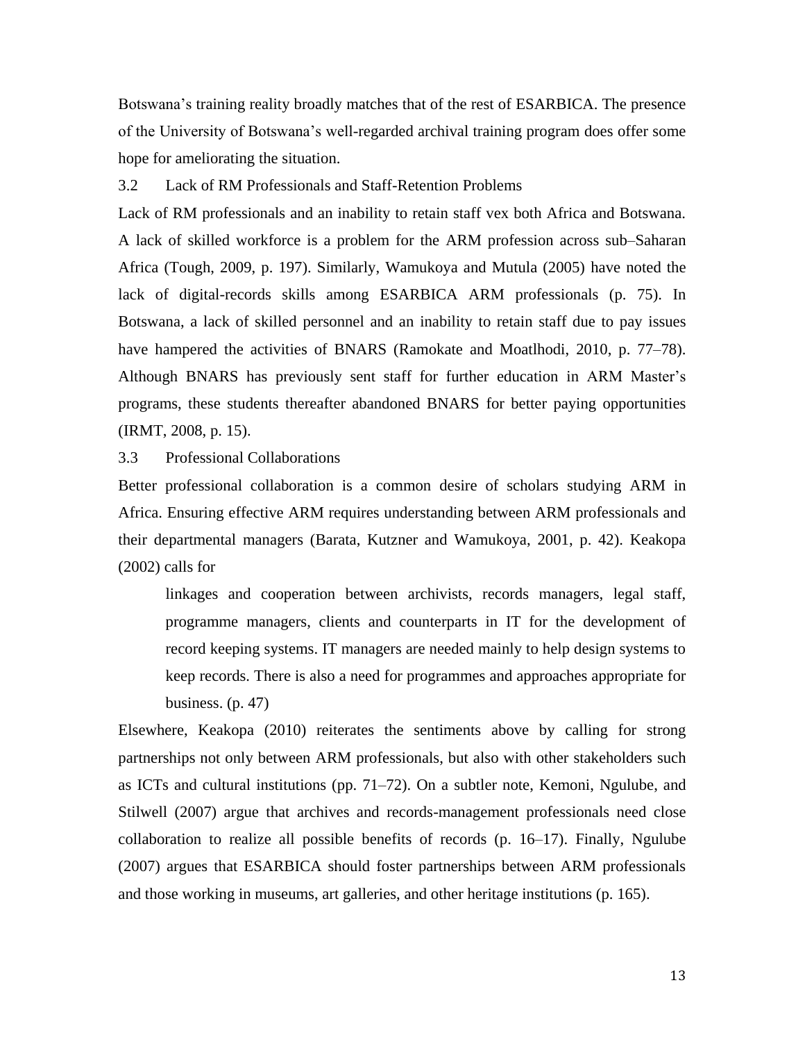Botswana's training reality broadly matches that of the rest of ESARBICA. The presence of the University of Botswana's well-regarded archival training program does offer some hope for ameliorating the situation.

### 3.2 Lack of RM Professionals and Staff-Retention Problems

Lack of RM professionals and an inability to retain staff vex both Africa and Botswana. A lack of skilled workforce is a problem for the ARM profession across sub–Saharan Africa (Tough, 2009, p. 197). Similarly, Wamukoya and Mutula (2005) have noted the lack of digital-records skills among ESARBICA ARM professionals (p. 75). In Botswana, a lack of skilled personnel and an inability to retain staff due to pay issues have hampered the activities of BNARS (Ramokate and Moatlhodi, 2010, p. 77–78). Although BNARS has previously sent staff for further education in ARM Master's programs, these students thereafter abandoned BNARS for better paying opportunities (IRMT, 2008, p. 15).

### 3.3 Professional Collaborations

Better professional collaboration is a common desire of scholars studying ARM in Africa. Ensuring effective ARM requires understanding between ARM professionals and their departmental managers (Barata, Kutzner and Wamukoya, 2001, p. 42). Keakopa (2002) calls for

> linkages and cooperation between archivists, records managers, legal staff, programme managers, clients and counterparts in IT for the development of record keeping systems. IT managers are needed mainly to help design systems to keep records. There is also a need for programmes and approaches appropriate for business. (p. 47)

Elsewhere, Keakopa (2010) reiterates the sentiments above by calling for strong partnerships not only between ARM professionals, but also with other stakeholders such as ICTs and cultural institutions (pp. 71–72). On a subtler note, Kemoni, Ngulube, and Stilwell (2007) argue that archives and records-management professionals need close collaboration to realize all possible benefits of records (p. 16–17). Finally, Ngulube (2007) argues that ESARBICA should foster partnerships between ARM professionals and those working in museums, art galleries, and other heritage institutions (p. 165).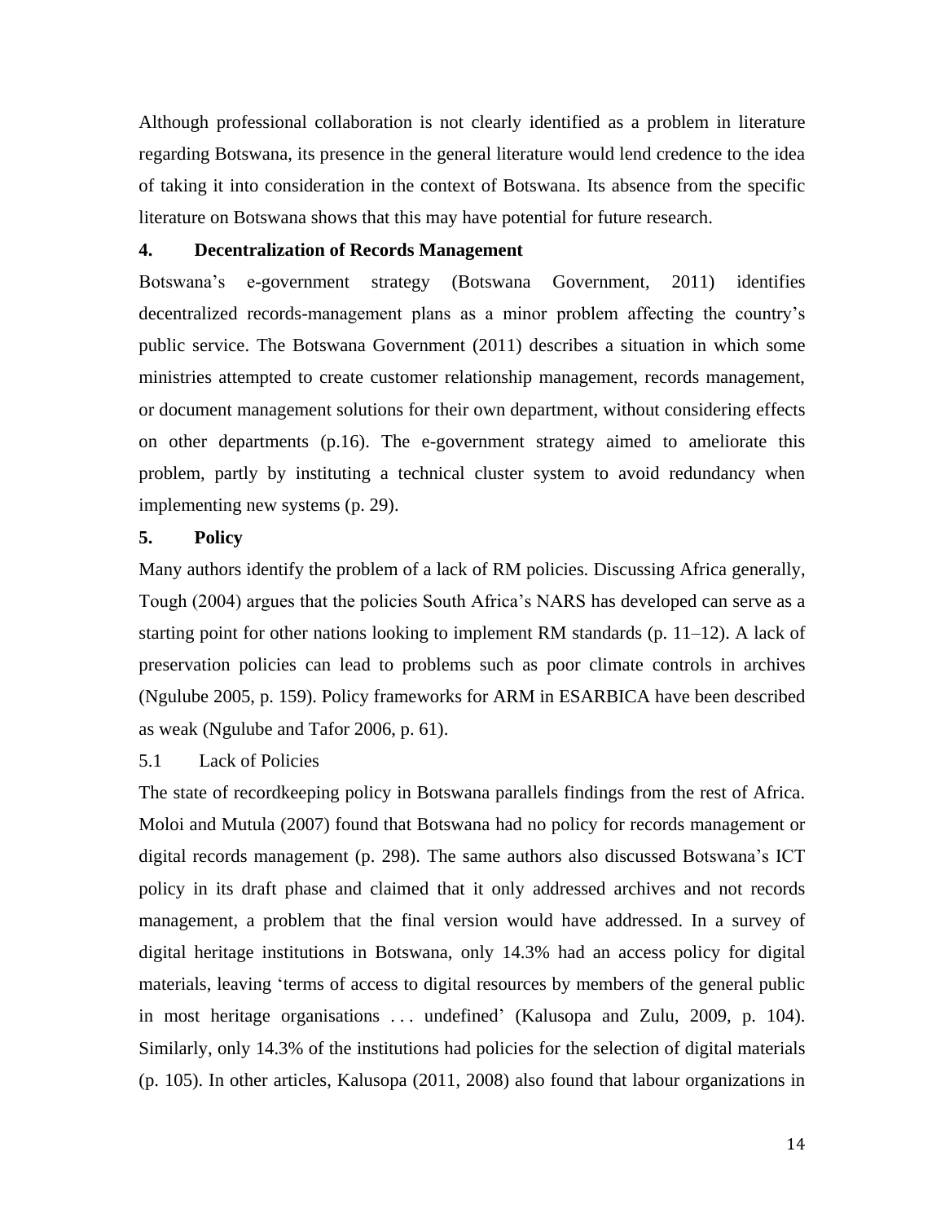Although professional collaboration is not clearly identified as a problem in literature regarding Botswana, its presence in the general literature would lend credence to the idea of taking it into consideration in the context of Botswana. Its absence from the specific literature on Botswana shows that this may have potential for future research.

## 4. Decentralization of Records Management

Botswana's e-government strategy (Botswana Government, 2011) identifies decentralized records-management plans as a minor problem affecting the country's public service. The Botswana Government (2011) describes a situation in which some ministries attempted to create customer relationship management, records management, or document management solutions for their own department, without considering effects on other departments (p.16). The e-government strategy aimed to ameliorate this problem, partly by instituting a technical cluster system to avoid redundancy when implementing new systems (p. 29).

## 5. Policy

Many authors identify the problem of a lack of RM policies. Discussing Africa generally, Tough (2004) argues that the policies South Africa's NARS has developed can serve as a starting point for other nations looking to implement RM standards (p. 11–12). A lack of preservation policies can lead to problems such as poor climate controls in archives (Ngulube 2005, p. 159). Policy frameworks for ARM in ESARBICA have been described as weak (Ngulube and Tafor 2006, p. 61).

### 5.1 Lack of Policies

The state of recordkeeping policy in Botswana parallels findings from the rest of Africa. Moloi and Mutula (2007) found that Botswana had no policy for records management or digital records management (p. 298). The same authors also discussed Botswana's ICT policy in its draft phase and claimed that it only addressed archives and not records management, a problem that the final version would have addressed. In a survey of digital heritage institutions in Botswana, only 14.3% had an access policy for digital materials, leaving 'terms of access to digital resources by members of the general public in most heritage organisations . . . undefined' (Kalusopa and Zulu, 2009, p. 104). Similarly, only 14.3% of the institutions had policies for the selection of digital materials (p. 105). In other articles, Kalusopa (2011, 2008) also found that labour organizations in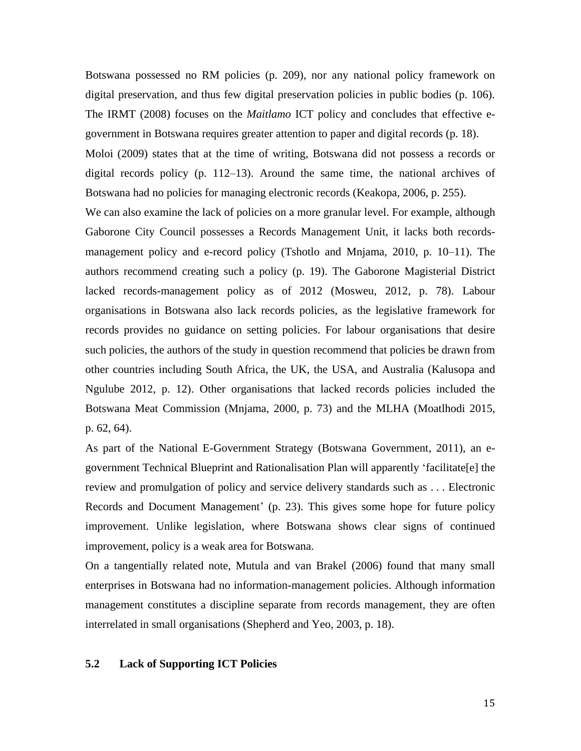Botswana possessed no RM policies (p. 209), nor any national policy framework on digital preservation, and thus few digital preservation policies in public bodies (p. 106). The IRMT (2008) focuses on the *Maitlamo* ICT policy and concludes that effective e-government in Botswana requires greater attention to paper and digital records (p. 18).

Moloi (2009) states that at the time of writing, Botswana did not possess a records or digital records policy (p. 112–13). Around the same time, the national archives of Botswana had no policies for managing electronic records (Keakopa, 2006, p. 255).

We can also examine the lack of policies on a more granular level. For example, although Gaborone City Council possesses a Records Management Unit, it lacks both records-management policy and e-record policy (Tshotlo and Mnjama, 2010, p. 10–11). The authors recommend creating such a policy (p. 19). The Gaborone Magisterial District lacked records-management policy as of 2012 (Mosweu, 2012, p. 78). Labour organisations in Botswana also lack records policies, as the legislative framework for records provides no guidance on setting policies. For labour organisations that desire such policies, the authors of the study in question recommend that policies be drawn from other countries including South Africa, the UK, the USA, and Australia (Kalusopa and Ngulube 2012, p. 12). Other organisations that lacked records policies included the Botswana Meat Commission (Mnjama, 2000, p. 73) and the MLHA (Moatlhodi 2015, p. 62, 64).

As part of the National E-Government Strategy (Botswana Government, 2011), an e-government Technical Blueprint and Rationalisation Plan will apparently 'facilitate[e] the review and promulgation of policy and service delivery standards such as . . . Electronic Records and Document Management' (p. 23). This gives some hope for future policy improvement. Unlike legislation, where Botswana shows clear signs of continued improvement, policy is a weak area for Botswana.

On a tangentially related note, Mutula and van Brakel (2006) found that many small enterprises in Botswana had no information-management policies. Although information management constitutes a discipline separate from records management, they are often interrelated in small organisations (Shepherd and Yeo, 2003, p. 18).

## 5.2 Lack of Supporting ICT Policies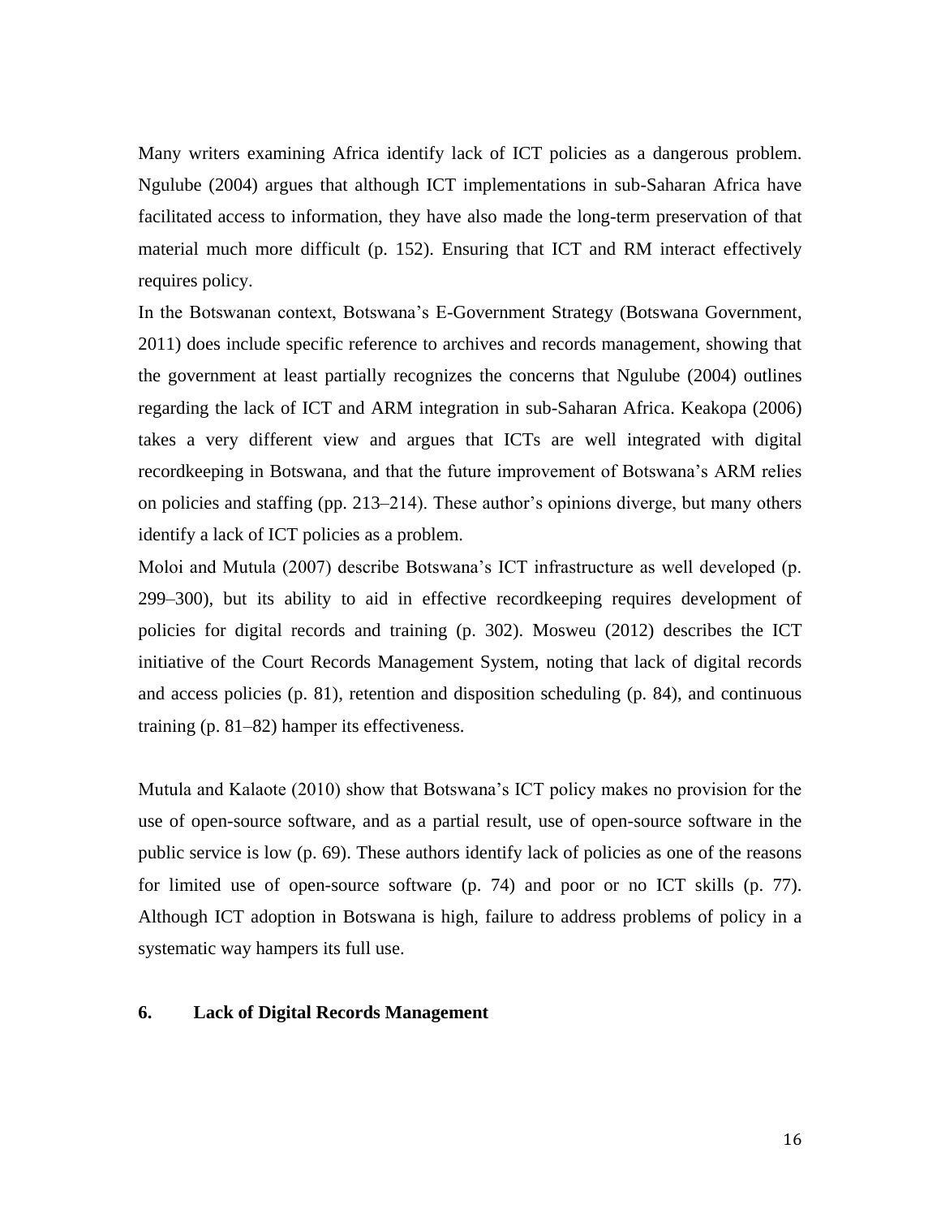Many writers examining Africa identify lack of ICT policies as a dangerous problem. Ngulube (2004) argues that although ICT implementations in sub-Saharan Africa have facilitated access to information, they have also made the long-term preservation of that material much more difficult (p. 152). Ensuring that ICT and RM interact effectively requires policy.

In the Botswanan context, Botswana's E-Government Strategy (Botswana Government, 2011) does include specific reference to archives and records management, showing that the government at least partially recognizes the concerns that Ngulube (2004) outlines regarding the lack of ICT and ARM integration in sub-Saharan Africa. Keakopa (2006) takes a very different view and argues that ICTs are well integrated with digital recordkeeping in Botswana, and that the future improvement of Botswana's ARM relies on policies and staffing (pp. 213–214). These author's opinions diverge, but many others identify a lack of ICT policies as a problem.

Moloi and Mutula (2007) describe Botswana's ICT infrastructure as well developed (p. 299–300), but its ability to aid in effective recordkeeping requires development of policies for digital records and training (p. 302). Mosweu (2012) describes the ICT initiative of the Court Records Management System, noting that lack of digital records and access policies (p. 81), retention and disposition scheduling (p. 84), and continuous training (p. 81–82) hamper its effectiveness.

Mutula and Kalaote (2010) show that Botswana's ICT policy makes no provision for the use of open-source software, and as a partial result, use of open-source software in the public service is low (p. 69). These authors identify lack of policies as one of the reasons for limited use of open-source software (p. 74) and poor or no ICT skills (p. 77). Although ICT adoption in Botswana is high, failure to address problems of policy in a systematic way hampers its full use.

## 6. Lack of Digital Records Management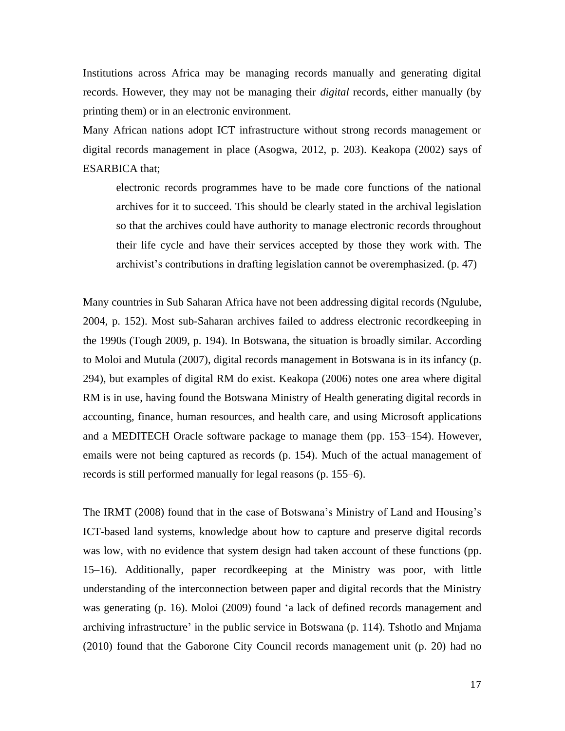Institutions across Africa may be managing records manually and generating digital records. However, they may not be managing their *digital* records, either manually (by printing them) or in an electronic environment.

Many African nations adopt ICT infrastructure without strong records management or digital records management in place (Asogwa, 2012, p. 203). Keakopa (2002) says of ESARBICA that;

> electronic records programmes have to be made core functions of the national archives for it to succeed. This should be clearly stated in the archival legislation so that the archives could have authority to manage electronic records throughout their life cycle and have their services accepted by those they work with. The archivist's contributions in drafting legislation cannot be overemphasized. (p. 47)

Many countries in Sub Saharan Africa have not been addressing digital records (Ngulube, 2004, p. 152). Most sub-Saharan archives failed to address electronic recordkeeping in the 1990s (Tough 2009, p. 194). In Botswana, the situation is broadly similar. According to Moloi and Mutula (2007), digital records management in Botswana is in its infancy (p. 294), but examples of digital RM do exist. Keakopa (2006) notes one area where digital RM is in use, having found the Botswana Ministry of Health generating digital records in accounting, finance, human resources, and health care, and using Microsoft applications and a MEDITECH Oracle software package to manage them (pp. 153–154). However, emails were not being captured as records (p. 154). Much of the actual management of records is still performed manually for legal reasons (p. 155–6).

The IRMT (2008) found that in the case of Botswana's Ministry of Land and Housing's ICT-based land systems, knowledge about how to capture and preserve digital records was low, with no evidence that system design had taken account of these functions (pp. 15–16). Additionally, paper recordkeeping at the Ministry was poor, with little understanding of the interconnection between paper and digital records that the Ministry was generating (p. 16). Moloi (2009) found 'a lack of defined records management and archiving infrastructure' in the public service in Botswana (p. 114). Tshotlo and Mnjama (2010) found that the Gaborone City Council records management unit (p. 20) had no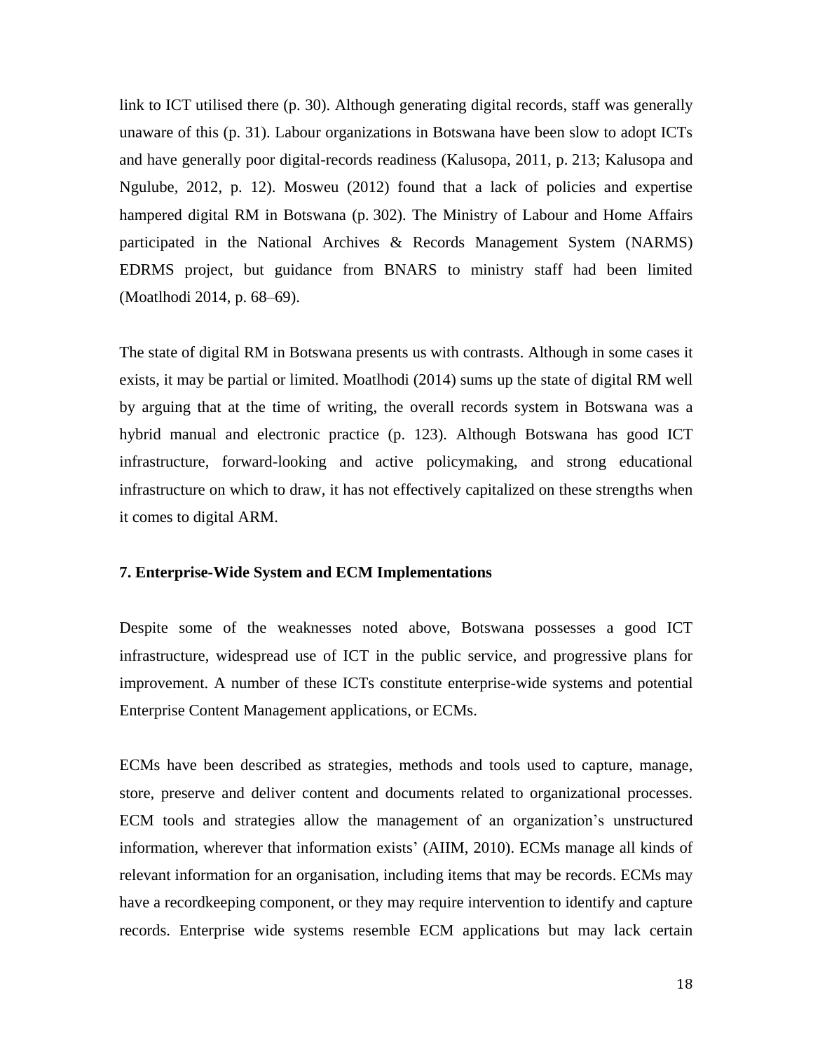link to ICT utilised there (p. 30). Although generating digital records, staff was generally unaware of this (p. 31). Labour organizations in Botswana have been slow to adopt ICTs and have generally poor digital-records readiness (Kalusopa, 2011, p. 213; Kalusopa and Ngulube, 2012, p. 12). Mosweu (2012) found that a lack of policies and expertise hampered digital RM in Botswana (p. 302). The Ministry of Labour and Home Affairs participated in the National Archives & Records Management System (NARMS) EDRMS project, but guidance from BNARS to ministry staff had been limited (Moatlhodi 2014, p. 68–69).

The state of digital RM in Botswana presents us with contrasts. Although in some cases it exists, it may be partial or limited. Moatlhodi (2014) sums up the state of digital RM well by arguing that at the time of writing, the overall records system in Botswana was a hybrid manual and electronic practice (p. 123). Although Botswana has good ICT infrastructure, forward-looking and active policymaking, and strong educational infrastructure on which to draw, it has not effectively capitalized on these strengths when it comes to digital ARM.

### 7. Enterprise-Wide System and ECM Implementations

Despite some of the weaknesses noted above, Botswana possesses a good ICT infrastructure, widespread use of ICT in the public service, and progressive plans for improvement. A number of these ICTs constitute enterprise-wide systems and potential Enterprise Content Management applications, or ECMs.

ECMs have been described as strategies, methods and tools used to capture, manage, store, preserve and deliver content and documents related to organizational processes. ECM tools and strategies allow the management of an organization's unstructured information, wherever that information exists' (AIIM, 2010). ECMs manage all kinds of relevant information for an organisation, including items that may be records. ECMs may have a recordkeeping component, or they may require intervention to identify and capture records. Enterprise wide systems resemble ECM applications but may lack certain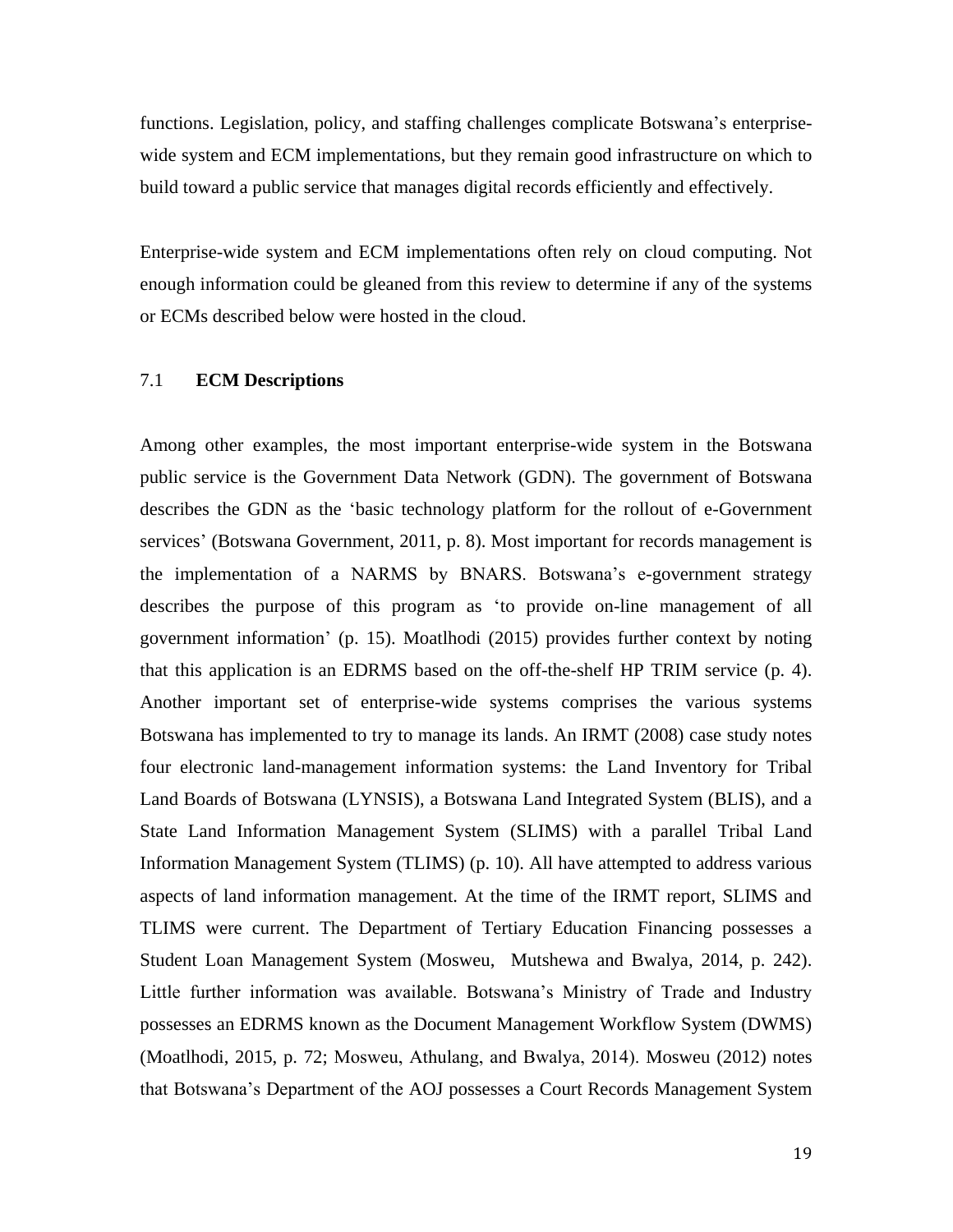functions. Legislation, policy, and staffing challenges complicate Botswana's enterprise-wide system and ECM implementations, but they remain good infrastructure on which to build toward a public service that manages digital records efficiently and effectively.

Enterprise-wide system and ECM implementations often rely on cloud computing. Not enough information could be gleaned from this review to determine if any of the systems or ECMs described below were hosted in the cloud.

## 7.1 **ECM Descriptions**

Among other examples, the most important enterprise-wide system in the Botswana public service is the Government Data Network (GDN). The government of Botswana describes the GDN as the 'basic technology platform for the rollout of e-Government services' (Botswana Government, 2011, p. 8). Most important for records management is the implementation of a NARMS by BNARS. Botswana's e-government strategy describes the purpose of this program as 'to provide on-line management of all government information' (p. 15). Moatlhodi (2015) provides further context by noting that this application is an EDRMS based on the off-the-shelf HP TRIM service (p. 4). Another important set of enterprise-wide systems comprises the various systems Botswana has implemented to try to manage its lands. An IRMT (2008) case study notes four electronic land-management information systems: the Land Inventory for Tribal Land Boards of Botswana (LYNSIS), a Botswana Land Integrated System (BLIS), and a State Land Information Management System (SLIMS) with a parallel Tribal Land Information Management System (TLIMS) (p. 10). All have attempted to address various aspects of land information management. At the time of the IRMT report, SLIMS and TLIMS were current. The Department of Tertiary Education Financing possesses a Student Loan Management System (Mosweu, Mutshewa and Bwalya, 2014, p. 242). Little further information was available. Botswana's Ministry of Trade and Industry possesses an EDRMS known as the Document Management Workflow System (DWMS) (Moatlhodi, 2015, p. 72; Mosweu, Athulang, and Bwalya, 2014). Mosweu (2012) notes that Botswana's Department of the AOJ possesses a Court Records Management System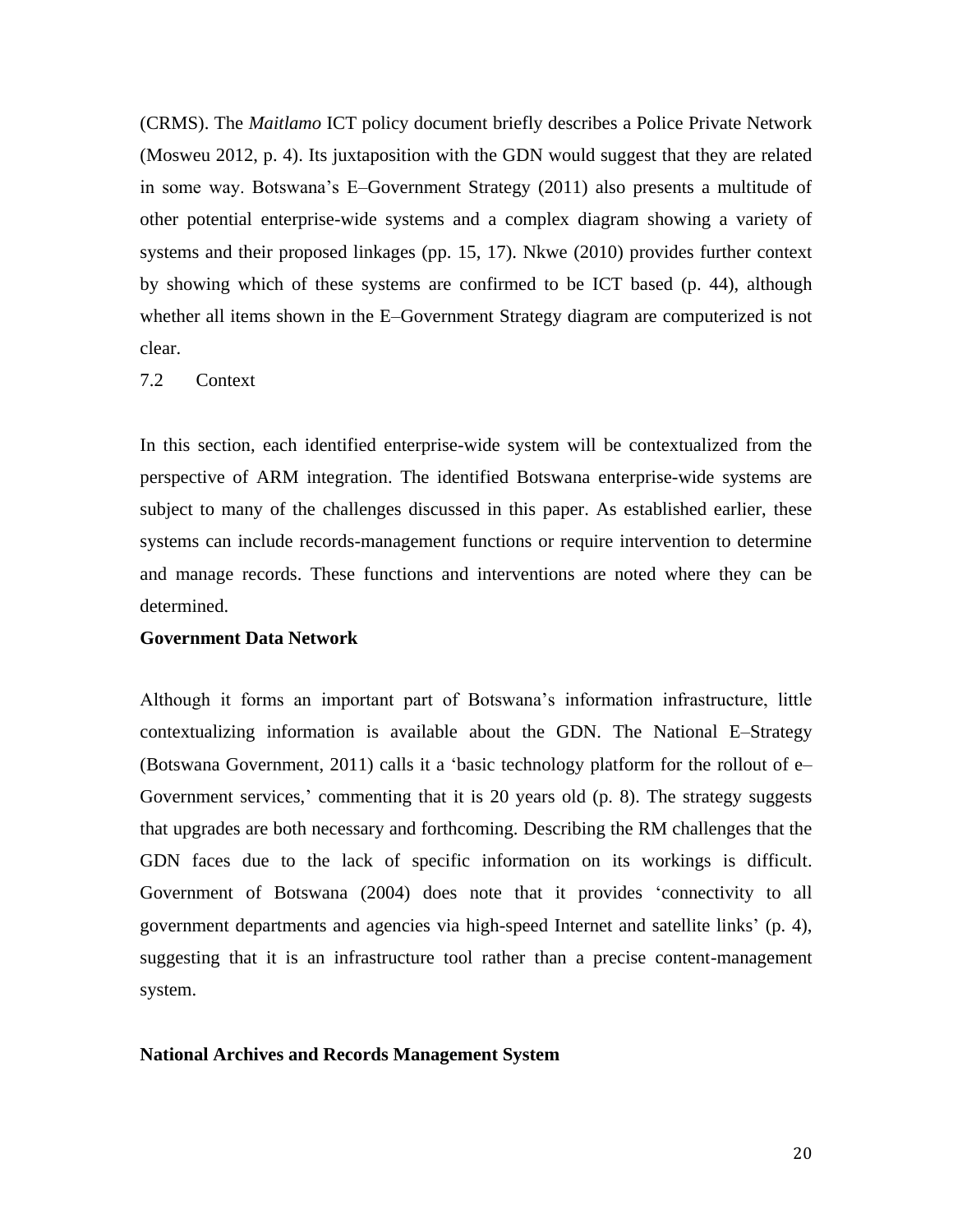(CRMS). The *Maitlamo* ICT policy document briefly describes a Police Private Network (Mosweu 2012, p. 4). Its juxtaposition with the GDN would suggest that they are related in some way. Botswana's E–Government Strategy (2011) also presents a multitude of other potential enterprise-wide systems and a complex diagram showing a variety of systems and their proposed linkages (pp. 15, 17). Nkwe (2010) provides further context by showing which of these systems are confirmed to be ICT based (p. 44), although whether all items shown in the E–Government Strategy diagram are computerized is not clear.

## 7.2 Context

In this section, each identified enterprise-wide system will be contextualized from the perspective of ARM integration. The identified Botswana enterprise-wide systems are subject to many of the challenges discussed in this paper. As established earlier, these systems can include records-management functions or require intervention to determine and manage records. These functions and interventions are noted where they can be determined.

**Government Data Network**

Although it forms an important part of Botswana's information infrastructure, little contextualizing information is available about the GDN. The National E–Strategy (Botswana Government, 2011) calls it a 'basic technology platform for the rollout of e–Government services,' commenting that it is 20 years old (p. 8). The strategy suggests that upgrades are both necessary and forthcoming. Describing the RM challenges that the GDN faces due to the lack of specific information on its workings is difficult. Government of Botswana (2004) does note that it provides 'connectivity to all government departments and agencies via high-speed Internet and satellite links' (p. 4), suggesting that it is an infrastructure tool rather than a precise content-management system.

**National Archives and Records Management System**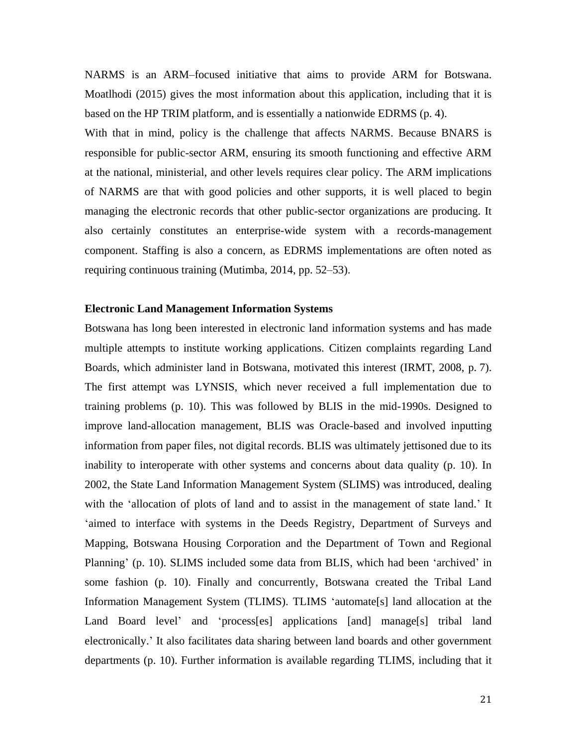NARMS is an ARM–focused initiative that aims to provide ARM for Botswana. Moatlhodi (2015) gives the most information about this application, including that it is based on the HP TRIM platform, and is essentially a nationwide EDRMS (p. 4).

With that in mind, policy is the challenge that affects NARMS. Because BNARS is responsible for public-sector ARM, ensuring its smooth functioning and effective ARM at the national, ministerial, and other levels requires clear policy. The ARM implications of NARMS are that with good policies and other supports, it is well placed to begin managing the electronic records that other public-sector organizations are producing. It also certainly constitutes an enterprise-wide system with a records-management component. Staffing is also a concern, as EDRMS implementations are often noted as requiring continuous training (Mutimba, 2014, pp. 52–53).

**Electronic Land Management Information Systems**

Botswana has long been interested in electronic land information systems and has made multiple attempts to institute working applications. Citizen complaints regarding Land Boards, which administer land in Botswana, motivated this interest (IRMT, 2008, p. 7). The first attempt was LYNSIS, which never received a full implementation due to training problems (p. 10). This was followed by BLIS in the mid-1990s. Designed to improve land-allocation management, BLIS was Oracle-based and involved inputting information from paper files, not digital records. BLIS was ultimately jettisoned due to its inability to interoperate with other systems and concerns about data quality (p. 10). In 2002, the State Land Information Management System (SLIMS) was introduced, dealing with the 'allocation of plots of land and to assist in the management of state land.' It 'aimed to interface with systems in the Deeds Registry, Department of Surveys and Mapping, Botswana Housing Corporation and the Department of Town and Regional Planning' (p. 10). SLIMS included some data from BLIS, which had been 'archived' in some fashion (p. 10). Finally and concurrently, Botswana created the Tribal Land Information Management System (TLIMS). TLIMS 'automate[s] land allocation at the Land Board level' and 'process[es] applications [and] manage[s] tribal land electronically.' It also facilitates data sharing between land boards and other government departments (p. 10). Further information is available regarding TLIMS, including that it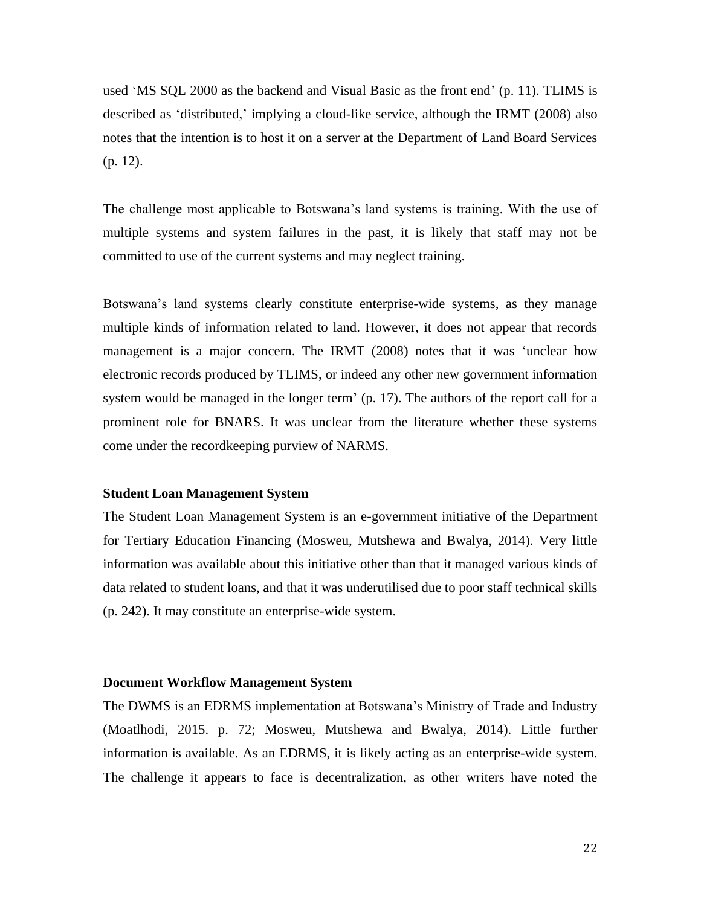used 'MS SQL 2000 as the backend and Visual Basic as the front end' (p. 11). TLIMS is described as 'distributed,' implying a cloud-like service, although the IRMT (2008) also notes that the intention is to host it on a server at the Department of Land Board Services (p. 12).

The challenge most applicable to Botswana's land systems is training. With the use of multiple systems and system failures in the past, it is likely that staff may not be committed to use of the current systems and may neglect training.

Botswana's land systems clearly constitute enterprise-wide systems, as they manage multiple kinds of information related to land. However, it does not appear that records management is a major concern. The IRMT (2008) notes that it was 'unclear how electronic records produced by TLIMS, or indeed any other new government information system would be managed in the longer term' (p. 17). The authors of the report call for a prominent role for BNARS. It was unclear from the literature whether these systems come under the recordkeeping purview of NARMS.

**Student Loan Management System**

The Student Loan Management System is an e-government initiative of the Department for Tertiary Education Financing (Mosweu, Mutshewa and Bwalya, 2014). Very little information was available about this initiative other than that it managed various kinds of data related to student loans, and that it was underutilised due to poor staff technical skills (p. 242). It may constitute an enterprise-wide system.

**Document Workflow Management System**

The DWMS is an EDRMS implementation at Botswana's Ministry of Trade and Industry (Moatlhodi, 2015. p. 72; Mosweu, Mutshewa and Bwalya, 2014). Little further information is available. As an EDRMS, it is likely acting as an enterprise-wide system. The challenge it appears to face is decentralization, as other writers have noted the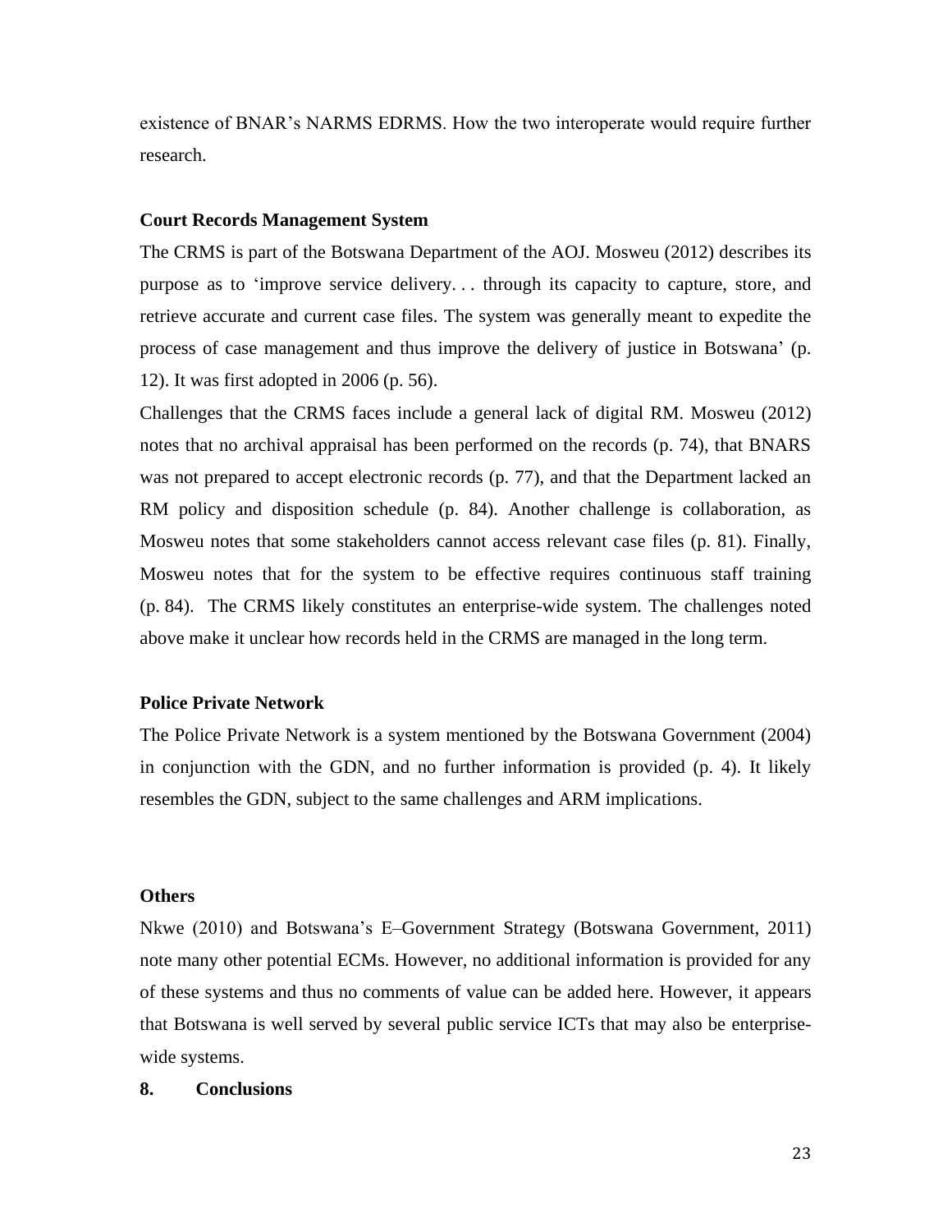existence of BNAR's NARMS EDRMS. How the two interoperate would require further research.

### Court Records Management System

The CRMS is part of the Botswana Department of the AOJ. Mosweu (2012) describes its purpose as to 'improve service delivery. . . through its capacity to capture, store, and retrieve accurate and current case files. The system was generally meant to expedite the process of case management and thus improve the delivery of justice in Botswana' (p. 12). It was first adopted in 2006 (p. 56).

Challenges that the CRMS faces include a general lack of digital RM. Mosweu (2012) notes that no archival appraisal has been performed on the records (p. 74), that BNARS was not prepared to accept electronic records (p. 77), and that the Department lacked an RM policy and disposition schedule (p. 84). Another challenge is collaboration, as Mosweu notes that some stakeholders cannot access relevant case files (p. 81). Finally, Mosweu notes that for the system to be effective requires continuous staff training (p. 84). The CRMS likely constitutes an enterprise-wide system. The challenges noted above make it unclear how records held in the CRMS are managed in the long term.

### Police Private Network

The Police Private Network is a system mentioned by the Botswana Government (2004) in conjunction with the GDN, and no further information is provided (p. 4). It likely resembles the GDN, subject to the same challenges and ARM implications.

### Others

Nkwe (2010) and Botswana's E–Government Strategy (Botswana Government, 2011) note many other potential ECMs. However, no additional information is provided for any of these systems and thus no comments of value can be added here. However, it appears that Botswana is well served by several public service ICTs that may also be enterprise-wide systems.

## 8. Conclusions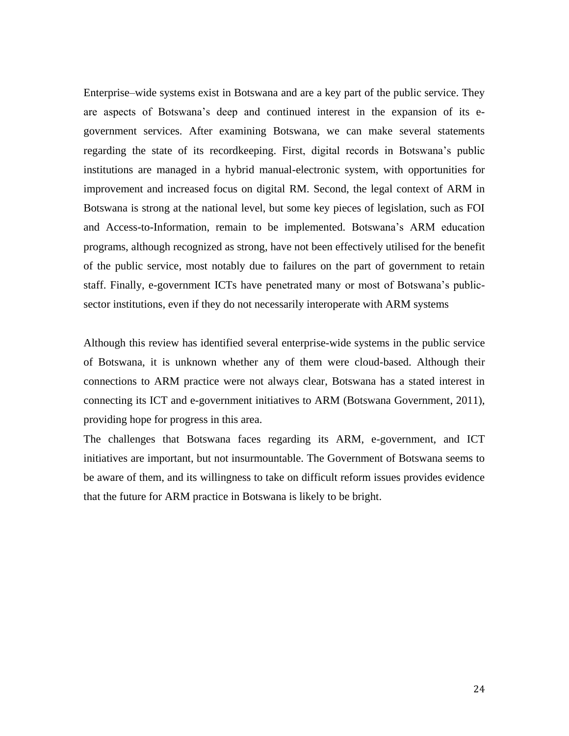Enterprise–wide systems exist in Botswana and are a key part of the public service. They are aspects of Botswana's deep and continued interest in the expansion of its e-government services. After examining Botswana, we can make several statements regarding the state of its recordkeeping. First, digital records in Botswana's public institutions are managed in a hybrid manual-electronic system, with opportunities for improvement and increased focus on digital RM. Second, the legal context of ARM in Botswana is strong at the national level, but some key pieces of legislation, such as FOI and Access-to-Information, remain to be implemented. Botswana's ARM education programs, although recognized as strong, have not been effectively utilised for the benefit of the public service, most notably due to failures on the part of government to retain staff. Finally, e-government ICTs have penetrated many or most of Botswana's public-sector institutions, even if they do not necessarily interoperate with ARM systems

Although this review has identified several enterprise-wide systems in the public service of Botswana, it is unknown whether any of them were cloud-based. Although their connections to ARM practice were not always clear, Botswana has a stated interest in connecting its ICT and e-government initiatives to ARM (Botswana Government, 2011), providing hope for progress in this area.

The challenges that Botswana faces regarding its ARM, e-government, and ICT initiatives are important, but not insurmountable. The Government of Botswana seems to be aware of them, and its willingness to take on difficult reform issues provides evidence that the future for ARM practice in Botswana is likely to be bright.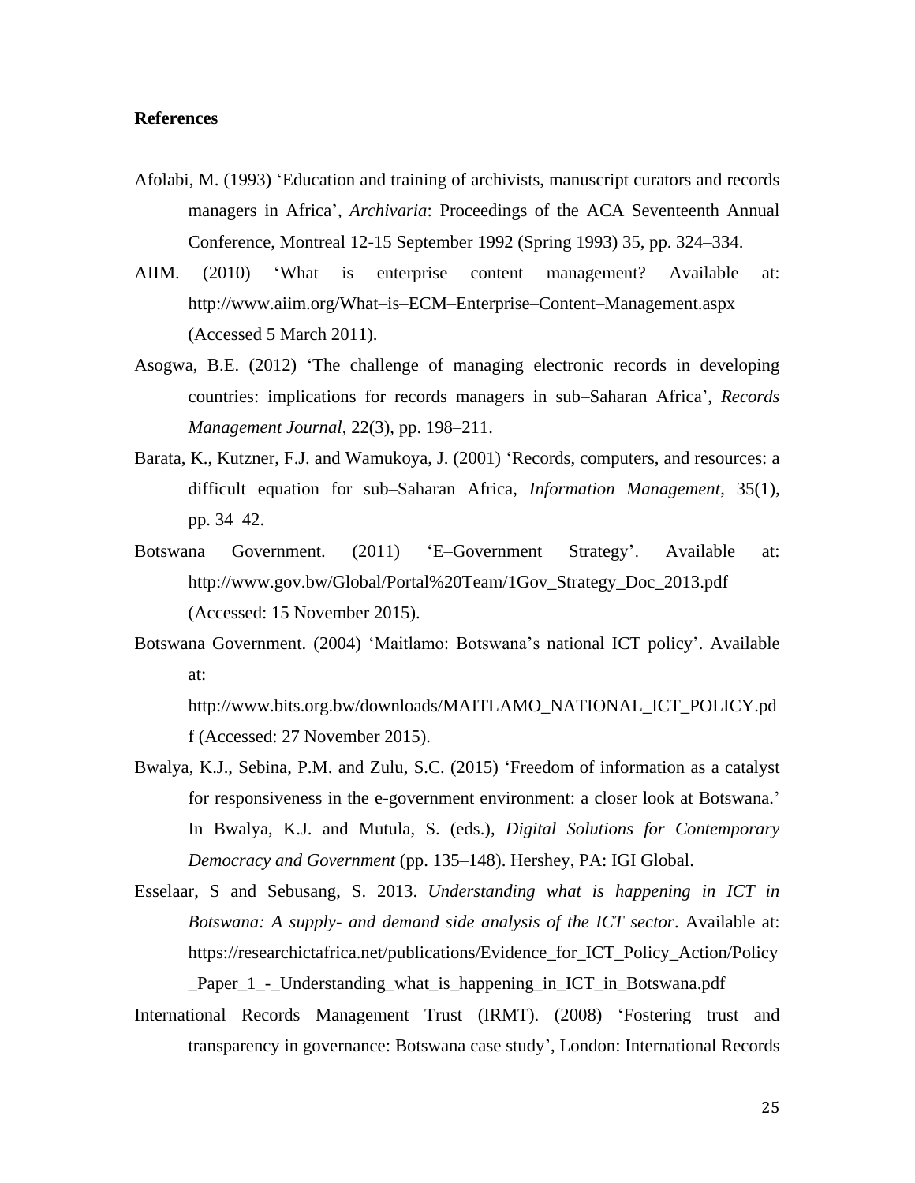**References**

Afolabi, M. (1993) ‘Education and training of archivists, manuscript curators and records managers in Africa’, *Archivaria*: Proceedings of the ACA Seventeenth Annual Conference, Montreal 12-15 September 1992 (Spring 1993) 35, pp. 324–334.

AIIM. (2010) ‘What is enterprise content management? Available at: http://www.aiim.org/What–is–ECM–Enterprise–Content–Management.aspx (Accessed 5 March 2011).

Asogwa, B.E. (2012) ‘The challenge of managing electronic records in developing countries: implications for records managers in sub–Saharan Africa’, *Records Management Journal*, 22(3), pp. 198–211.

Barata, K., Kutzner, F.J. and Wamukoya, J. (2001) ‘Records, computers, and resources: a difficult equation for sub–Saharan Africa, *Information Management*, 35(1), pp. 34–42.

Botswana Government. (2011) ‘E–Government Strategy’. Available at: http://www.gov.bw/Global/Portal%20Team/1Gov_Strategy_Doc_2013.pdf (Accessed: 15 November 2015).

Botswana Government. (2004) ‘Maitlamo: Botswana’s national ICT policy’. Available at: http://www.bits.org.bw/downloads/MAITLAMO_NATIONAL_ICT_POLICY.pdf (Accessed: 27 November 2015).

Bwalya, K.J., Sebina, P.M. and Zulu, S.C. (2015) ‘Freedom of information as a catalyst for responsiveness in the e-government environment: a closer look at Botswana.’ In Bwalya, K.J. and Mutula, S. (eds.), *Digital Solutions for Contemporary Democracy and Government* (pp. 135–148). Hershey, PA: IGI Global.

Esselaar, S and Sebusang, S. 2013. *Understanding what is happening in ICT in Botswana: A supply- and demand side analysis of the ICT sector*. Available at: https://researchictafrica.net/publications/Evidence_for_ICT_Policy_Action/Policy_Paper_1_-_Understanding_what_is_happening_in_ICT_in_Botswana.pdf

International Records Management Trust (IRMT). (2008) ‘Fostering trust and transparency in governance: Botswana case study’, London: International Records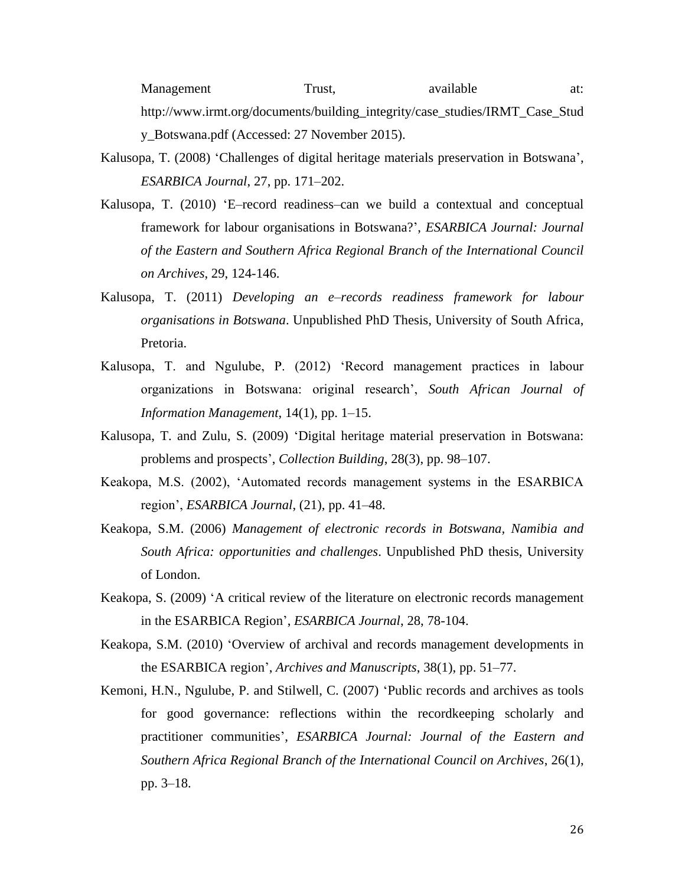Management Trust, available at: http://www.irmt.org/documents/building_integrity/case_studies/IRMT_Case_Study_Botswana.pdf (Accessed: 27 November 2015).

Kalusopa, T. (2008) 'Challenges of digital heritage materials preservation in Botswana', *ESARBICA Journal*, 27, pp. 171–202.

Kalusopa, T. (2010) 'E–record readiness–can we build a contextual and conceptual framework for labour organisations in Botswana?', *ESARBICA Journal: Journal of the Eastern and Southern Africa Regional Branch of the International Council on Archives*, 29, 124-146.

Kalusopa, T. (2011) *Developing an e–records readiness framework for labour organisations in Botswana*. Unpublished PhD Thesis, University of South Africa, Pretoria.

Kalusopa, T. and Ngulube, P. (2012) 'Record management practices in labour organizations in Botswana: original research', *South African Journal of Information Management*, 14(1), pp. 1–15.

Kalusopa, T. and Zulu, S. (2009) 'Digital heritage material preservation in Botswana: problems and prospects', *Collection Building*, 28(3), pp. 98–107.

Keakopa, M.S. (2002), 'Automated records management systems in the ESARBICA region', *ESARBICA Journal*, (21), pp. 41–48.

Keakopa, S.M. (2006) *Management of electronic records in Botswana, Namibia and South Africa: opportunities and challenges*. Unpublished PhD thesis, University of London.

Keakopa, S. (2009) 'A critical review of the literature on electronic records management in the ESARBICA Region', *ESARBICA Journal*, 28, 78-104.

Keakopa, S.M. (2010) 'Overview of archival and records management developments in the ESARBICA region', *Archives and Manuscripts*, 38(1), pp. 51–77.

Kemoni, H.N., Ngulube, P. and Stilwell, C. (2007) 'Public records and archives as tools for good governance: reflections within the recordkeeping scholarly and practitioner communities', *ESARBICA Journal: Journal of the Eastern and Southern Africa Regional Branch of the International Council on Archives*, 26(1), pp. 3–18.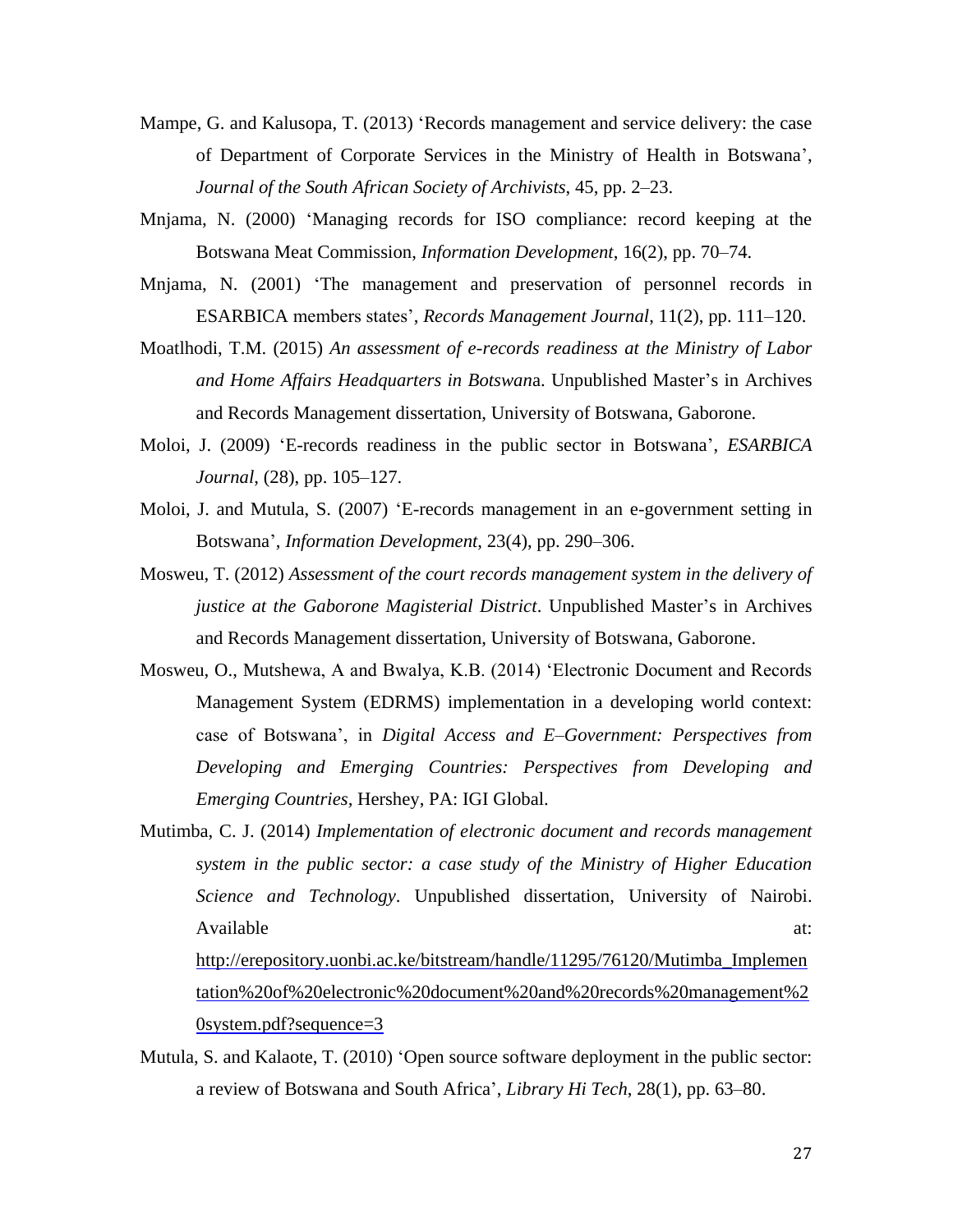Mampe, G. and Kalusopa, T. (2013) 'Records management and service delivery: the case of Department of Corporate Services in the Ministry of Health in Botswana', *Journal of the South African Society of Archivists*, 45, pp. 2–23.

Mnjama, N. (2000) 'Managing records for ISO compliance: record keeping at the Botswana Meat Commission, *Information Development*, 16(2), pp. 70–74.

Mnjama, N. (2001) 'The management and preservation of personnel records in ESARBICA members states', *Records Management Journal*, 11(2), pp. 111–120.

Moatlhodi, T.M. (2015) *An assessment of e-records readiness at the Ministry of Labor and Home Affairs Headquarters in Botswan*a. Unpublished Master's in Archives and Records Management dissertation, University of Botswana, Gaborone.

Moloi, J. (2009) 'E-records readiness in the public sector in Botswana', *ESARBICA Journal*, (28), pp. 105–127.

Moloi, J. and Mutula, S. (2007) 'E-records management in an e-government setting in Botswana', *Information Development*, 23(4), pp. 290–306.

Mosweu, T. (2012) *Assessment of the court records management system in the delivery of justice at the Gaborone Magisterial District*. Unpublished Master's in Archives and Records Management dissertation, University of Botswana, Gaborone.

Mosweu, O., Mutshewa, A and Bwalya, K.B. (2014) 'Electronic Document and Records Management System (EDRMS) implementation in a developing world context: case of Botswana', in *Digital Access and E–Government: Perspectives from Developing and Emerging Countries: Perspectives from Developing and Emerging Countries*, Hershey, PA: IGI Global.

Mutimba, C. J. (2014) *Implementation of electronic document and records management system in the public sector: a case study of the Ministry of Higher Education Science and Technology*. Unpublished dissertation, University of Nairobi. Available at: http://erepository.uonbi.ac.ke/bitstream/handle/11295/76120/Mutimba_Implementation%20of%20electronic%20document%20and%20records%20management%20system.pdf?sequence=3

Mutula, S. and Kalaote, T. (2010) 'Open source software deployment in the public sector: a review of Botswana and South Africa', *Library Hi Tech*, 28(1), pp. 63–80.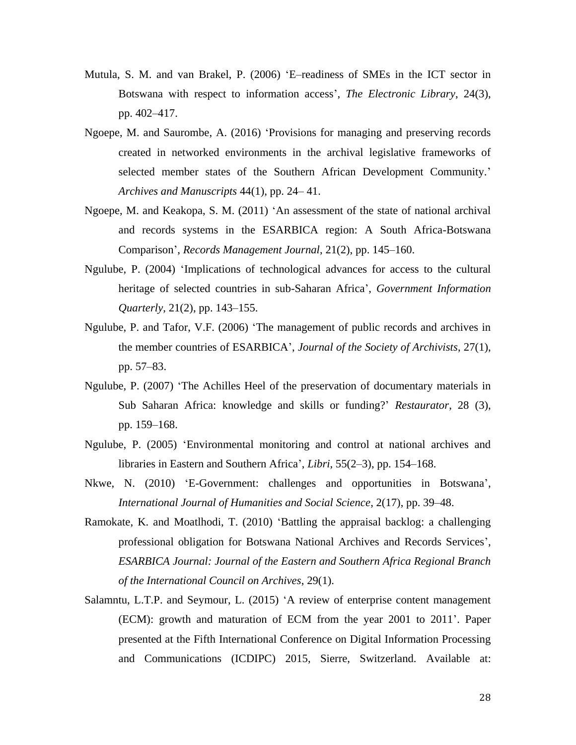Mutula, S. M. and van Brakel, P. (2006) 'E–readiness of SMEs in the ICT sector in Botswana with respect to information access', *The Electronic Library*, 24(3), pp. 402–417.

Ngoepe, M. and Saurombe, A. (2016) 'Provisions for managing and preserving records created in networked environments in the archival legislative frameworks of selected member states of the Southern African Development Community.' *Archives and Manuscripts* 44(1), pp. 24– 41.

Ngoepe, M. and Keakopa, S. M. (2011) 'An assessment of the state of national archival and records systems in the ESARBICA region: A South Africa-Botswana Comparison', *Records Management Journal*, 21(2), pp. 145–160.

Ngulube, P. (2004) 'Implications of technological advances for access to the cultural heritage of selected countries in sub-Saharan Africa', *Government Information Quarterly*, 21(2), pp. 143–155.

Ngulube, P. and Tafor, V.F. (2006) 'The management of public records and archives in the member countries of ESARBICA', *Journal of the Society of Archivists*, 27(1), pp. 57–83.

Ngulube, P. (2007) 'The Achilles Heel of the preservation of documentary materials in Sub Saharan Africa: knowledge and skills or funding?' *Restaurator*, 28 (3), pp. 159–168.

Ngulube, P. (2005) 'Environmental monitoring and control at national archives and libraries in Eastern and Southern Africa', *Libri*, 55(2–3), pp. 154–168.

Nkwe, N. (2010) 'E-Government: challenges and opportunities in Botswana', *International Journal of Humanities and Social Science*, 2(17), pp. 39–48.

Ramokate, K. and Moatlhodi, T. (2010) 'Battling the appraisal backlog: a challenging professional obligation for Botswana National Archives and Records Services', *ESARBICA Journal: Journal of the Eastern and Southern Africa Regional Branch of the International Council on Archives*, 29(1).

Salamntu, L.T.P. and Seymour, L. (2015) 'A review of enterprise content management (ECM): growth and maturation of ECM from the year 2001 to 2011'. Paper presented at the Fifth International Conference on Digital Information Processing and Communications (ICDIPC) 2015, Sierre, Switzerland. Available at: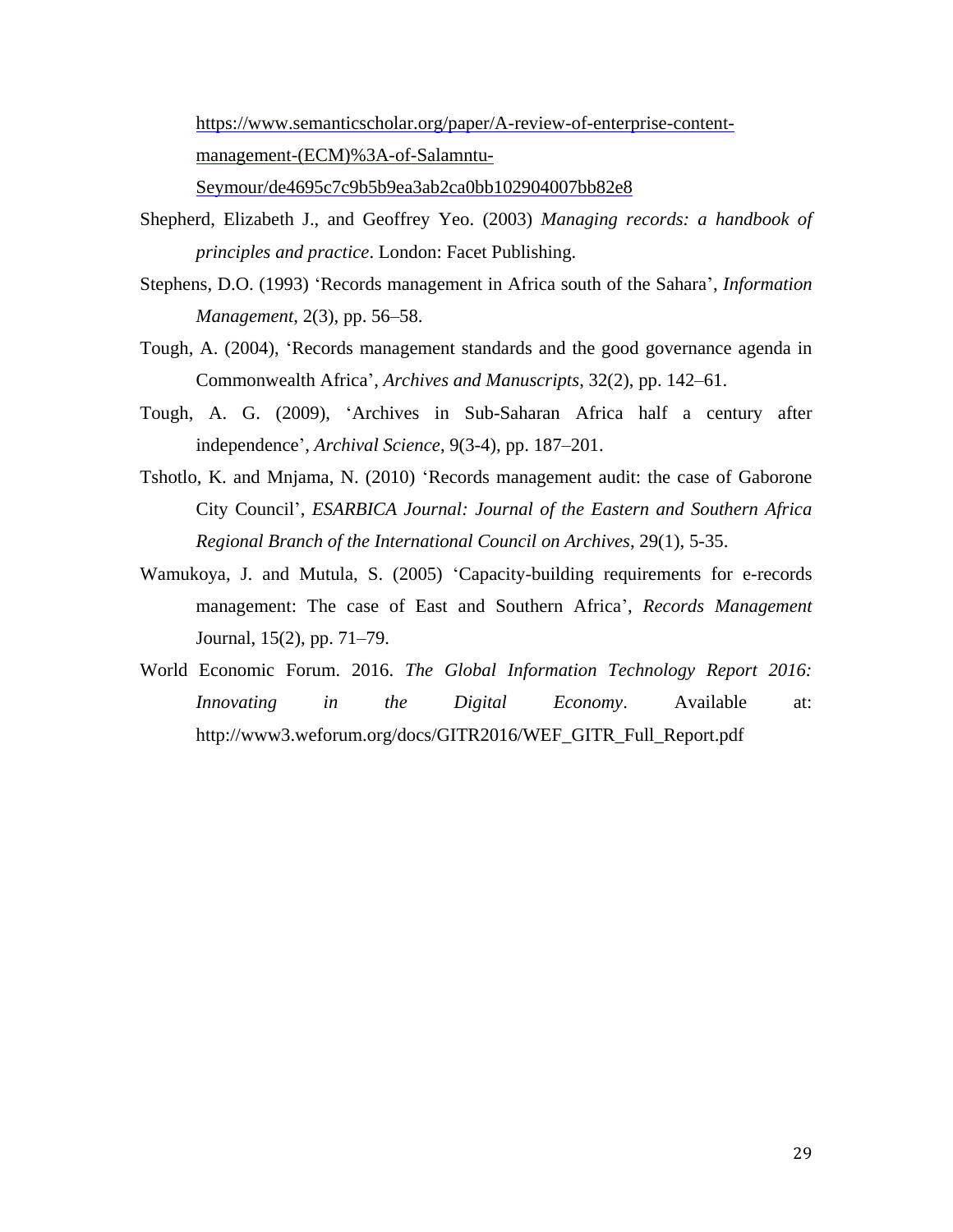https://www.semanticscholar.org/paper/A-review-of-enterprise-content-management-(ECM)%3A-of-Salamntu-Seymour/de4695c7c9b5b9ea3ab2ca0bb102904007bb82e8

Shepherd, Elizabeth J., and Geoffrey Yeo. (2003) *Managing records: a handbook of principles and practice*. London: Facet Publishing.

Stephens, D.O. (1993) 'Records management in Africa south of the Sahara', *Information Management*, 2(3), pp. 56–58.

Tough, A. (2004), 'Records management standards and the good governance agenda in Commonwealth Africa', *Archives and Manuscripts*, 32(2), pp. 142–61.

Tough, A. G. (2009), 'Archives in Sub-Saharan Africa half a century after independence', *Archival Science*, 9(3-4), pp. 187–201.

Tshotlo, K. and Mnjama, N. (2010) 'Records management audit: the case of Gaborone City Council', *ESARBICA Journal: Journal of the Eastern and Southern Africa Regional Branch of the International Council on Archives*, 29(1), 5-35.

Wamukoya, J. and Mutula, S. (2005) 'Capacity-building requirements for e-records management: The case of East and Southern Africa', *Records Management* Journal, 15(2), pp. 71–79.

World Economic Forum. 2016. *The Global Information Technology Report 2016: Innovating in the Digital Economy*. Available at: http://www3.weforum.org/docs/GITR2016/WEF_GITR_Full_Report.pdf